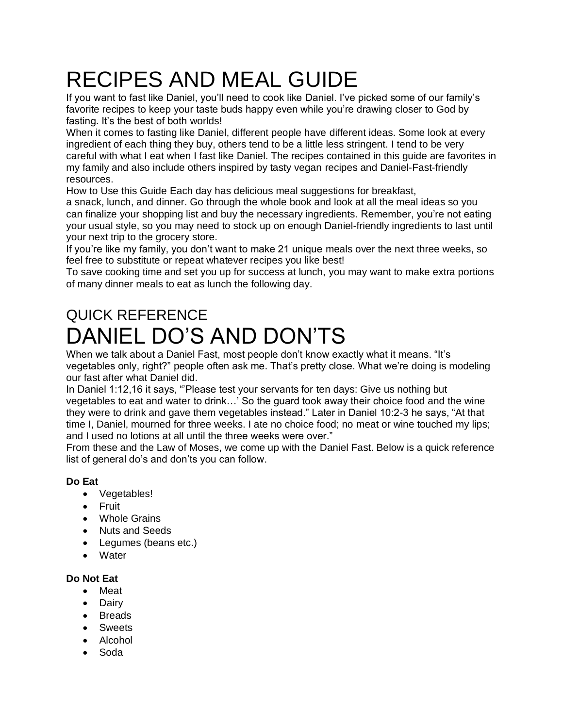# RECIPES AND MEAL GUIDE

If you want to fast like Daniel, you'll need to cook like Daniel. I've picked some of our family's favorite recipes to keep your taste buds happy even while you're drawing closer to God by fasting. It's the best of both worlds!

When it comes to fasting like Daniel, different people have different ideas. Some look at every ingredient of each thing they buy, others tend to be a little less stringent. I tend to be very careful with what I eat when I fast like Daniel. The recipes contained in this guide are favorites in my family and also include others inspired by tasty vegan recipes and Daniel-Fast-friendly resources.

How to Use this Guide Each day has delicious meal suggestions for breakfast, a snack, lunch, and dinner. Go through the whole book and look at all the meal ideas so you can finalize your shopping list and buy the necessary ingredients. Remember, you're not eating your usual style, so you may need to stock up on enough Daniel-friendly ingredients to last until your next trip to the grocery store.

If you're like my family, you don't want to make 21 unique meals over the next three weeks, so feel free to substitute or repeat whatever recipes you like best!

To save cooking time and set you up for success at lunch, you may want to make extra portions of many dinner meals to eat as lunch the following day.

## QUICK REFERENCE

# DANIEL DO'S AND DON'TS

When we talk about a Daniel Fast, most people don't know exactly what it means. "It's vegetables only, right?" people often ask me. That's pretty close. What we're doing is modeling our fast after what Daniel did.

In Daniel 1:12,16 it says, "'Please test your servants for ten days: Give us nothing but vegetables to eat and water to drink…' So the guard took away their choice food and the wine they were to drink and gave them vegetables instead." Later in Daniel 10:2-3 he says, "At that time I, Daniel, mourned for three weeks. I ate no choice food; no meat or wine touched my lips; and I used no lotions at all until the three weeks were over."

From these and the Law of Moses, we come up with the Daniel Fast. Below is a quick reference list of general do's and don'ts you can follow.

**Do Eat**

- Vegetables!
- Fruit
- Whole Grains
- Nuts and Seeds
- Legumes (beans etc.)
- Water

**Do Not Eat**

- Meat
- Dairy
- Breads
- Sweets
- Alcohol
- Soda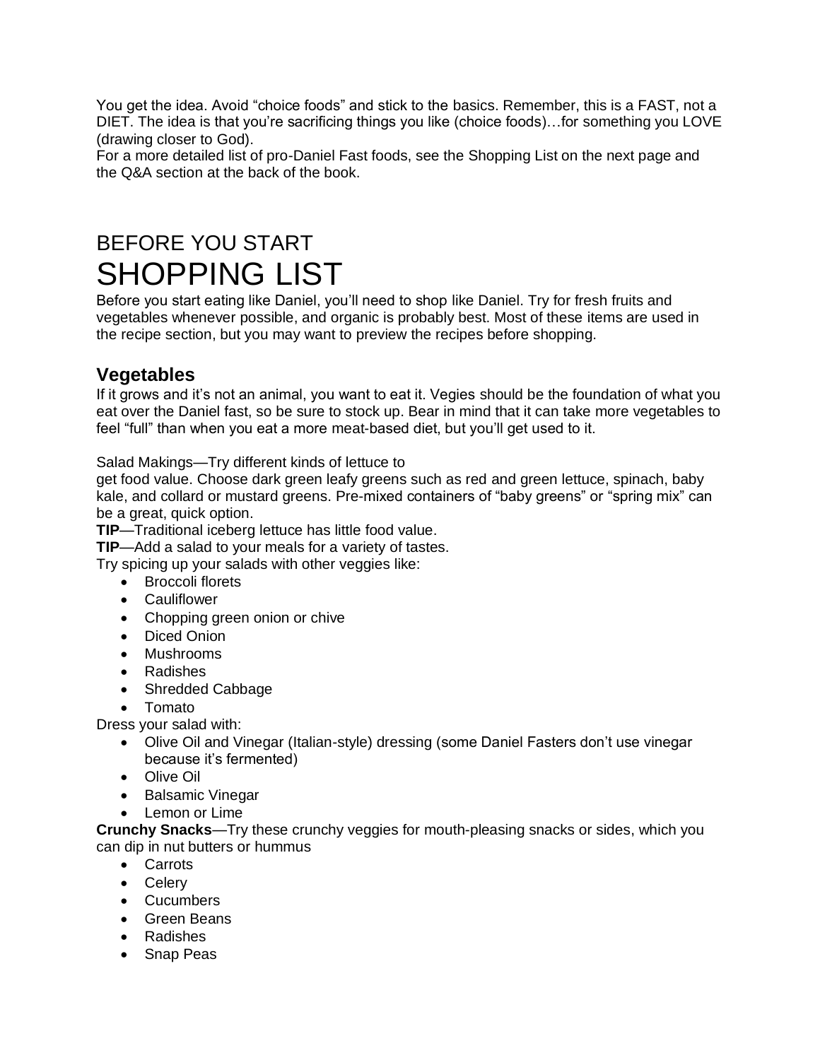You get the idea. Avoid "choice foods" and stick to the basics. Remember, this is a FAST, not a DIET. The idea is that you're sacrificing things you like (choice foods)…for something you LOVE (drawing closer to God).

For a more detailed list of pro-Daniel Fast foods, see the Shopping List on the next page and the Q&A section at the back of the book.

## BEFORE YOU START

# SHOPPING LIST

Before you start eating like Daniel, you'll need to shop like Daniel. Try for fresh fruits and vegetables whenever possible, and organic is probably best. Most of these items are used in the recipe section, but you may want to preview the recipes before shopping.

### Vegetables

If it grows and it's not an animal, you want to eat it. Vegies should be the foundation of what you eat over the Daniel fast, so be sure to stock up. Bear in mind that it can take more vegetables to feel "full" than when you eat a more meat-based diet, but you'll get used to it.

Salad Makings—Try different kinds of lettuce to get food value. Choose dark green leafy greens such as red and green lettuce, spinach, baby kale, and collard or mustard greens. Pre-mixed containers of "baby greens" or "spring mix" can be a great, quick option.

**TIP**—Traditional iceberg lettuce has little food value.

**TIP**—Add a salad to your meals for a variety of tastes.

Try spicing up your salads with other veggies like:

- Broccoli florets
- Cauliflower
- Chopping green onion or chive
- Diced Onion
- Mushrooms
- Radishes
- Shredded Cabbage
- Tomato

Dress your salad with:

- Olive Oil and Vinegar (Italian-style) dressing (some Daniel Fasters don't use vinegar because it's fermented)
- Olive Oil
- Balsamic Vinegar
- Lemon or Lime

**Crunchy Snacks**—Try these crunchy veggies for mouth-pleasing snacks or sides, which you can dip in nut butters or hummus

- Carrots
- Celery
- Cucumbers
- Green Beans
- Radishes
- Snap Peas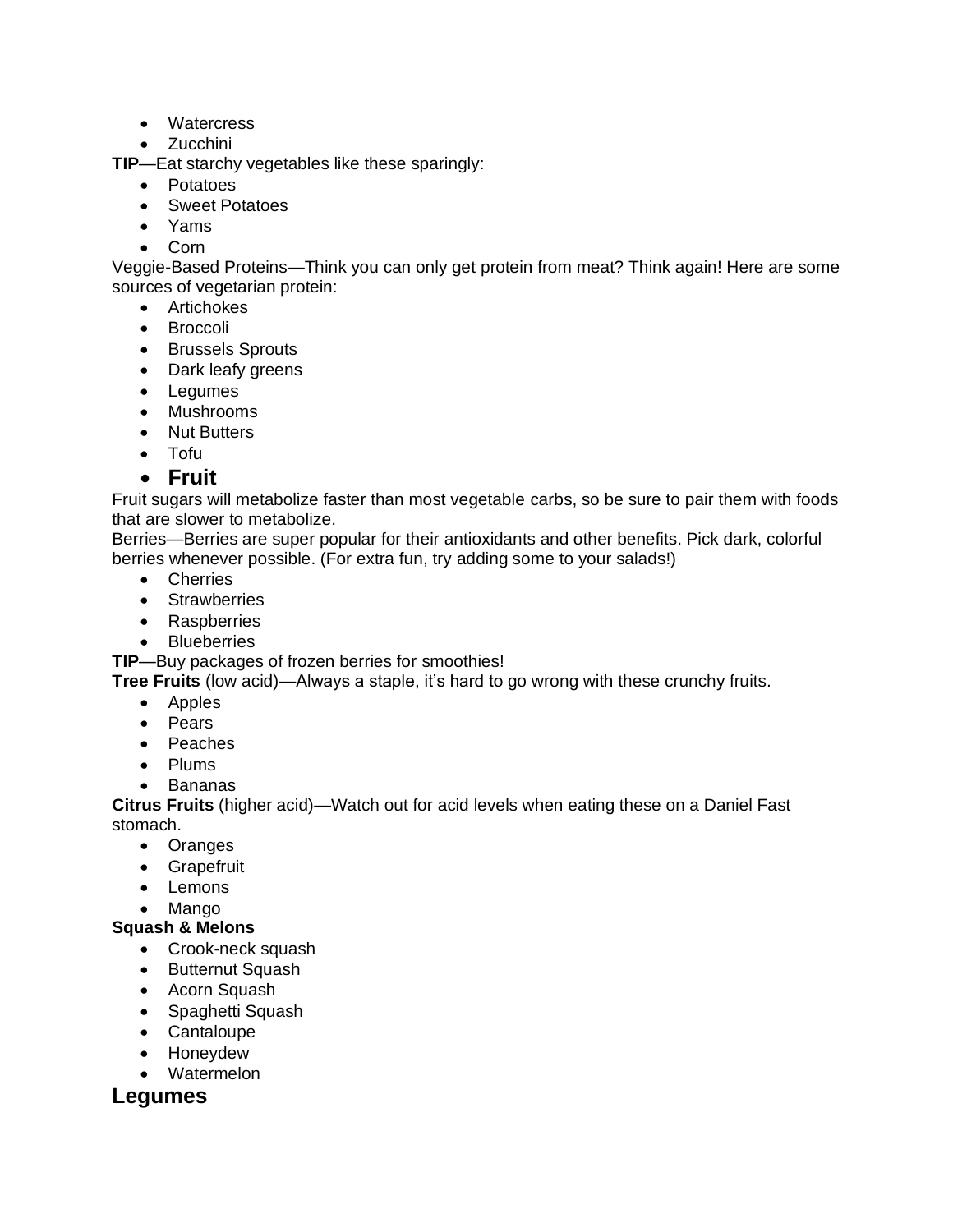- Watercress
- Zucchini

**TIP**—Eat starchy vegetables like these sparingly:

- Potatoes
- Sweet Potatoes
- Yams
- Corn

Veggie-Based Proteins—Think you can only get protein from meat? Think again! Here are some sources of vegetarian protein:

- Artichokes
- Broccoli
- Brussels Sprouts
- Dark leafy greens
- Legumes
- Mushrooms
- Nut Butters
- Tofu
- **Fruit**

Fruit sugars will metabolize faster than most vegetable carbs, so be sure to pair them with foods that are slower to metabolize.

Berries—Berries are super popular for their antioxidants and other benefits. Pick dark, colorful berries whenever possible. (For extra fun, try adding some to your salads!)

- Cherries
- Strawberries
- Raspberries
- Blueberries

**TIP**—Buy packages of frozen berries for smoothies!

**Tree Fruits** (low acid)—Always a staple, it's hard to go wrong with these crunchy fruits.

- Apples
- Pears
- Peaches
- Plums
- Bananas

**Citrus Fruits** (higher acid)—Watch out for acid levels when eating these on a Daniel Fast stomach.

- Oranges
- Grapefruit
- Lemons
- Mango

**Squash & Melons**

- Crook-neck squash
- Butternut Squash
- Acorn Squash
- Spaghetti Squash
- Cantaloupe
- Honeydew
- Watermelon

## Legumes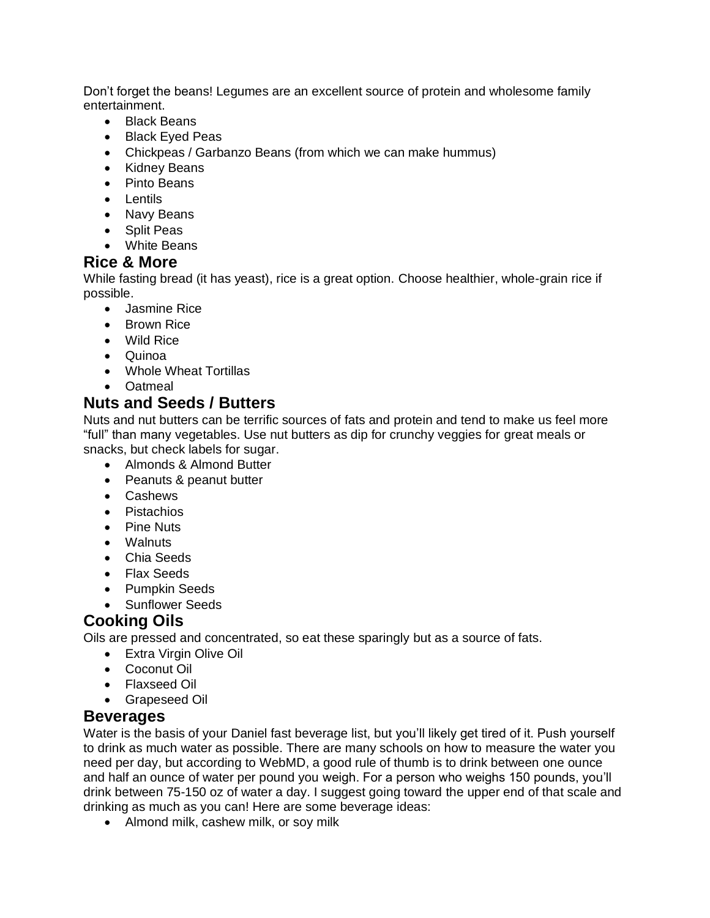Don't forget the beans! Legumes are an excellent source of protein and wholesome family entertainment.

- Black Beans
- Black Eyed Peas
- Chickpeas / Garbanzo Beans (from which we can make hummus)
- Kidney Beans
- Pinto Beans
- Lentils
- Navy Beans
- Split Peas
- White Beans

## Rice & More

While fasting bread (it has yeast), rice is a great option. Choose healthier, whole-grain rice if possible.

- Jasmine Rice
- Brown Rice
- Wild Rice
- Quinoa
- Whole Wheat Tortillas
- Oatmeal

## Nuts and Seeds / Butters

Nuts and nut butters can be terrific sources of fats and protein and tend to make us feel more "full" than many vegetables. Use nut butters as dip for crunchy veggies for great meals or snacks, but check labels for sugar.

- Almonds & Almond Butter
- Peanuts & peanut butter
- Cashews
- Pistachios
- Pine Nuts
- Walnuts
- Chia Seeds
- Flax Seeds
- Pumpkin Seeds
- Sunflower Seeds

## Cooking Oils

Oils are pressed and concentrated, so eat these sparingly but as a source of fats.

- Extra Virgin Olive Oil
- Coconut Oil
- Flaxseed Oil
- Grapeseed Oil

## Beverages

Water is the basis of your Daniel fast beverage list, but you'll likely get tired of it. Push yourself to drink as much water as possible. There are many schools on how to measure the water you need per day, but according to WebMD, a good rule of thumb is to drink between one ounce and half an ounce of water per pound you weigh. For a person who weighs 150 pounds, you'll drink between 75-150 oz of water a day. I suggest going toward the upper end of that scale and drinking as much as you can! Here are some beverage ideas:

- Almond milk, cashew milk, or soy milk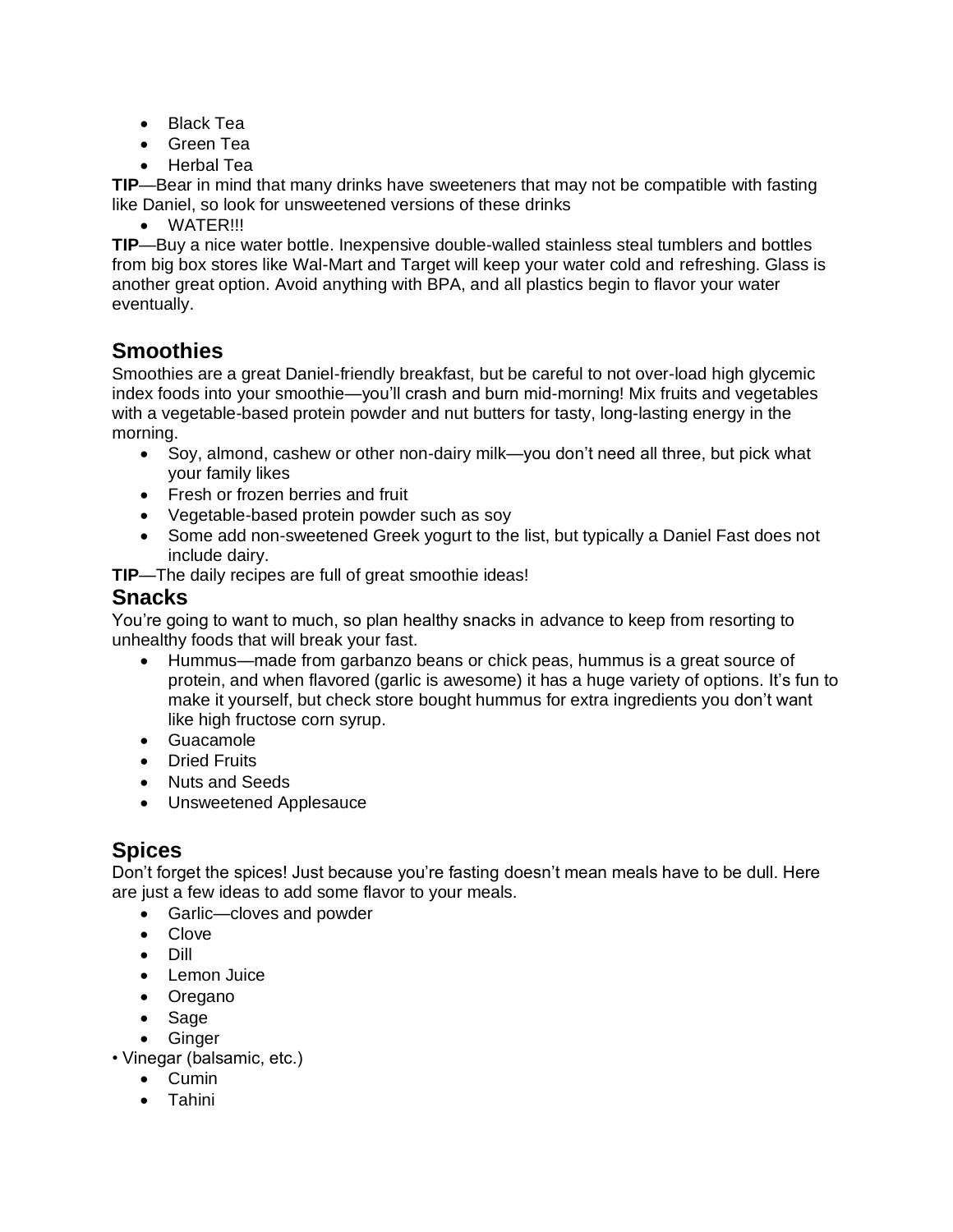- Black Tea
- Green Tea
- Herbal Tea

**TIP**—Bear in mind that many drinks have sweeteners that may not be compatible with fasting like Daniel, so look for unsweetened versions of these drinks

- WATER!!!

**TIP**—Buy a nice water bottle. Inexpensive double-walled stainless steal tumblers and bottles from big box stores like Wal-Mart and Target will keep your water cold and refreshing. Glass is another great option. Avoid anything with BPA, and all plastics begin to flavor your water eventually.

## Smoothies

Smoothies are a great Daniel-friendly breakfast, but be careful to not over-load high glycemic index foods into your smoothie—you'll crash and burn mid-morning! Mix fruits and vegetables with a vegetable-based protein powder and nut butters for tasty, long-lasting energy in the morning.

- Soy, almond, cashew or other non-dairy milk—you don't need all three, but pick what your family likes
- Fresh or frozen berries and fruit
- Vegetable-based protein powder such as soy
- Some add non-sweetened Greek yogurt to the list, but typically a Daniel Fast does not include dairy.

**TIP**—The daily recipes are full of great smoothie ideas!

## Snacks

You're going to want to much, so plan healthy snacks in advance to keep from resorting to unhealthy foods that will break your fast.

- Hummus—made from garbanzo beans or chick peas, hummus is a great source of protein, and when flavored (garlic is awesome) it has a huge variety of options. It's fun to make it yourself, but check store bought hummus for extra ingredients you don't want like high fructose corn syrup.
- Guacamole
- Dried Fruits
- Nuts and Seeds
- Unsweetened Applesauce

## Spices

Don't forget the spices! Just because you're fasting doesn't mean meals have to be dull. Here are just a few ideas to add some flavor to your meals.

- Garlic—cloves and powder
- Clove
- Dill
- Lemon Juice
- Oregano
- Sage
- Ginger
- Vinegar (balsamic, etc.)
- Cumin
- Tahini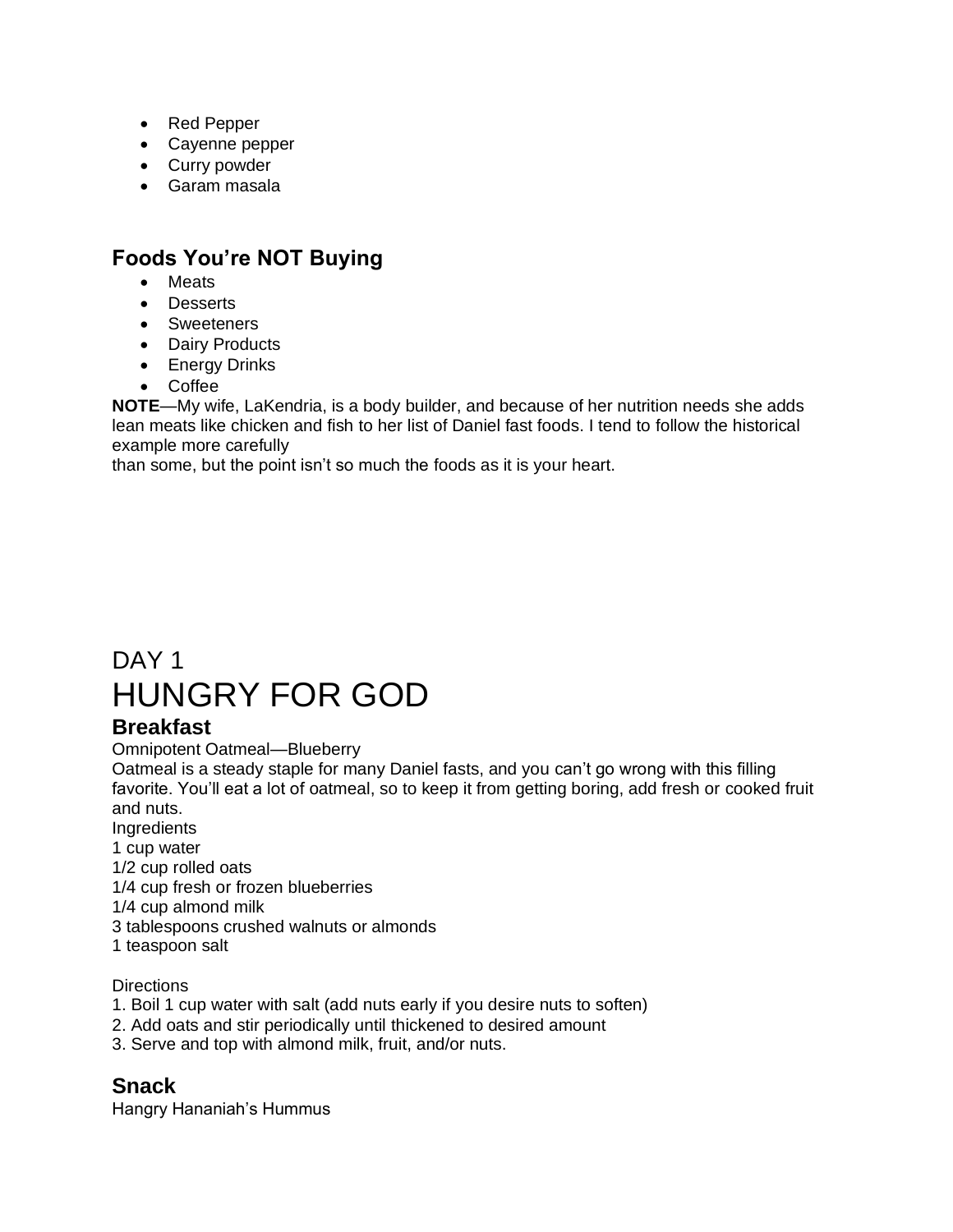- Red Pepper
- Cayenne pepper
- Curry powder
- Garam masala

### Foods You're NOT Buying

- Meats
- Desserts
- Sweeteners
- Dairy Products
- Energy Drinks
- Coffee

**NOTE**—My wife, LaKendria, is a body builder, and because of her nutrition needs she adds lean meats like chicken and fish to her list of Daniel fast foods. I tend to follow the historical example more carefully
than some, but the point isn't so much the foods as it is your heart.

DAY 1

# HUNGRY FOR GOD

### Breakfast

Omnipotent Oatmeal—Blueberry

Oatmeal is a steady staple for many Daniel fasts, and you can't go wrong with this filling favorite. You'll eat a lot of oatmeal, so to keep it from getting boring, add fresh or cooked fruit and nuts.

Ingredients

1 cup water
1/2 cup rolled oats
1/4 cup fresh or frozen blueberries
1/4 cup almond milk
3 tablespoons crushed walnuts or almonds
1 teaspoon salt

Directions

1. Boil 1 cup water with salt (add nuts early if you desire nuts to soften)
2. Add oats and stir periodically until thickened to desired amount
3. Serve and top with almond milk, fruit, and/or nuts.

### Snack

Hangry Hananiah's Hummus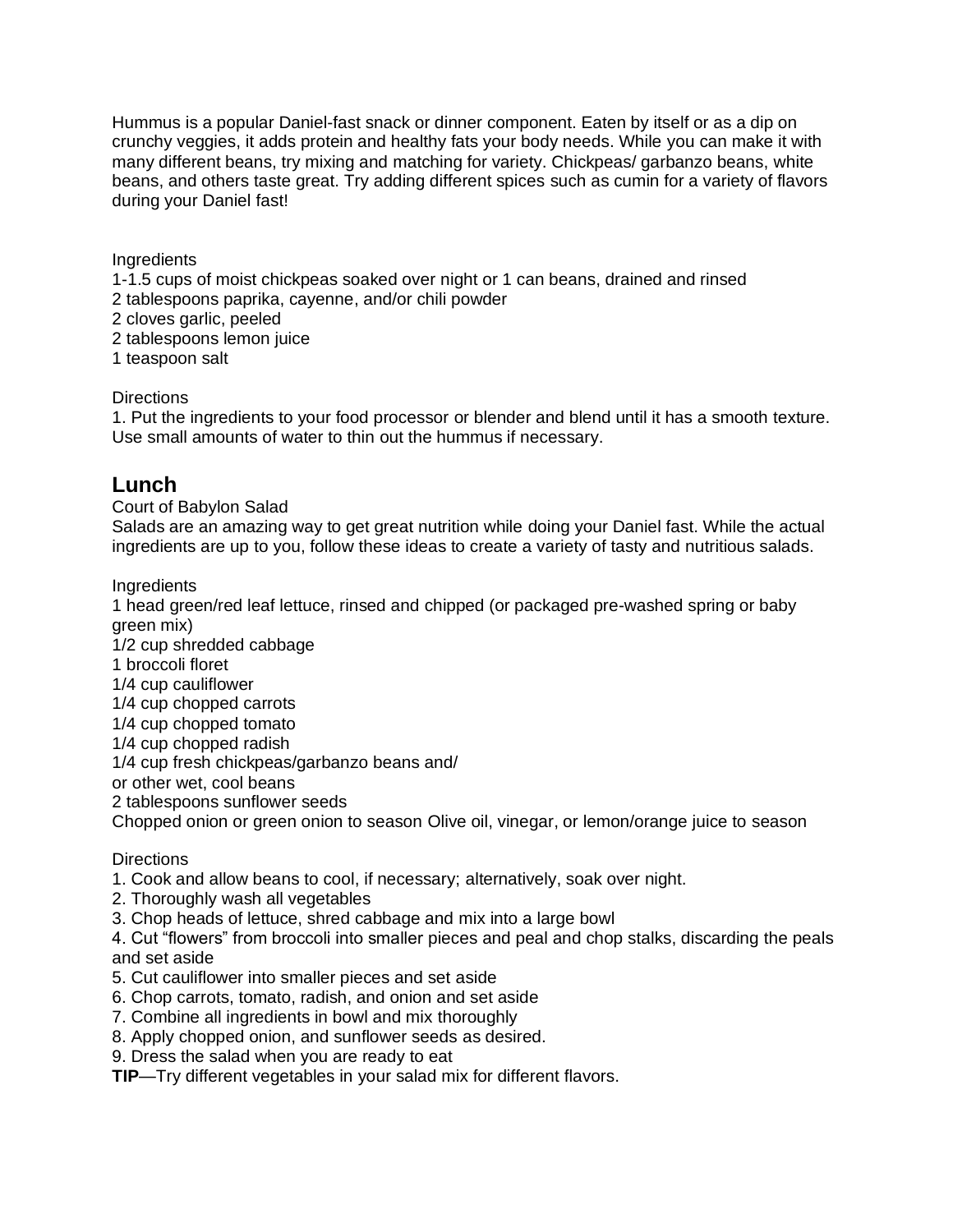Hummus is a popular Daniel-fast snack or dinner component. Eaten by itself or as a dip on crunchy veggies, it adds protein and healthy fats your body needs. While you can make it with many different beans, try mixing and matching for variety. Chickpeas/ garbanzo beans, white beans, and others taste great. Try adding different spices such as cumin for a variety of flavors during your Daniel fast!

Ingredients
1-1.5 cups of moist chickpeas soaked over night or 1 can beans, drained and rinsed
2 tablespoons paprika, cayenne, and/or chili powder
2 cloves garlic, peeled
2 tablespoons lemon juice
1 teaspoon salt

Directions
1. Put the ingredients to your food processor or blender and blend until it has a smooth texture. Use small amounts of water to thin out the hummus if necessary.

## Lunch

Court of Babylon Salad
Salads are an amazing way to get great nutrition while doing your Daniel fast. While the actual ingredients are up to you, follow these ideas to create a variety of tasty and nutritious salads.

Ingredients
1 head green/red leaf lettuce, rinsed and chipped (or packaged pre-washed spring or baby green mix)
1/2 cup shredded cabbage
1 broccoli floret
1/4 cup cauliflower
1/4 cup chopped carrots
1/4 cup chopped tomato
1/4 cup chopped radish
1/4 cup fresh chickpeas/garbanzo beans and/
or other wet, cool beans
2 tablespoons sunflower seeds
Chopped onion or green onion to season Olive oil, vinegar, or lemon/orange juice to season

Directions
1. Cook and allow beans to cool, if necessary; alternatively, soak over night.
2. Thoroughly wash all vegetables
3. Chop heads of lettuce, shred cabbage and mix into a large bowl
4. Cut "flowers" from broccoli into smaller pieces and peal and chop stalks, discarding the peals and set aside
5. Cut cauliflower into smaller pieces and set aside
6. Chop carrots, tomato, radish, and onion and set aside
7. Combine all ingredients in bowl and mix thoroughly
8. Apply chopped onion, and sunflower seeds as desired.
9. Dress the salad when you are ready to eat

**TIP**—Try different vegetables in your salad mix for different flavors.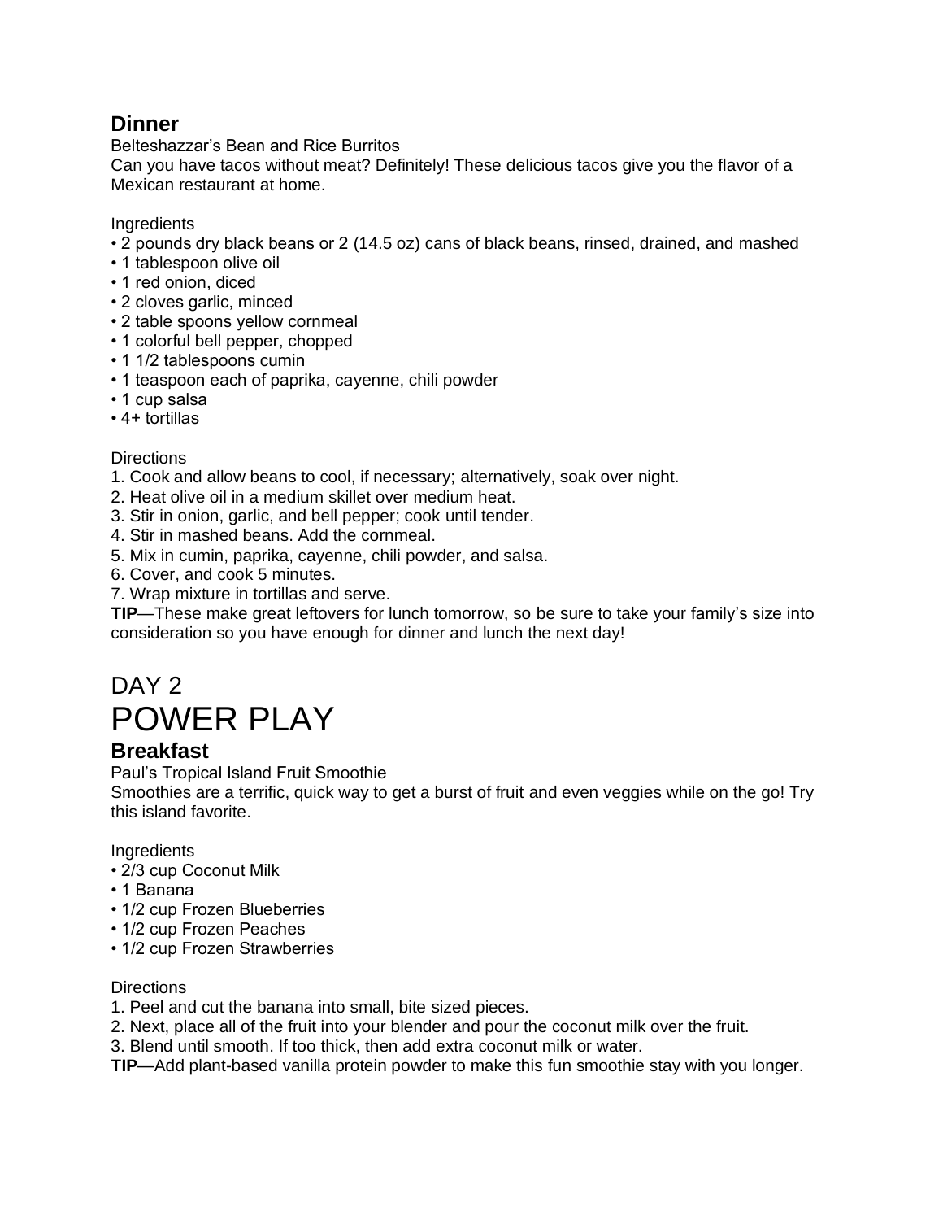## Dinner

Belteshazzar's Bean and Rice Burritos

Can you have tacos without meat? Definitely! These delicious tacos give you the flavor of a Mexican restaurant at home.

Ingredients

- 2 pounds dry black beans or 2 (14.5 oz) cans of black beans, rinsed, drained, and mashed
- 1 tablespoon olive oil
- 1 red onion, diced
- 2 cloves garlic, minced
- 2 table spoons yellow cornmeal
- 1 colorful bell pepper, chopped
- 1 1/2 tablespoons cumin
- 1 teaspoon each of paprika, cayenne, chili powder
- 1 cup salsa
- 4+ tortillas

Directions

1. Cook and allow beans to cool, if necessary; alternatively, soak over night.
2. Heat olive oil in a medium skillet over medium heat.
3. Stir in onion, garlic, and bell pepper; cook until tender.
4. Stir in mashed beans. Add the cornmeal.
5. Mix in cumin, paprika, cayenne, chili powder, and salsa.
6. Cover, and cook 5 minutes.
7. Wrap mixture in tortillas and serve.

**TIP**—These make great leftovers for lunch tomorrow, so be sure to take your family's size into consideration so you have enough for dinner and lunch the next day!

# DAY 2
# POWER PLAY

## Breakfast

Paul's Tropical Island Fruit Smoothie

Smoothies are a terrific, quick way to get a burst of fruit and even veggies while on the go! Try this island favorite.

Ingredients

- 2/3 cup Coconut Milk
- 1 Banana
- 1/2 cup Frozen Blueberries
- 1/2 cup Frozen Peaches
- 1/2 cup Frozen Strawberries

Directions

1. Peel and cut the banana into small, bite sized pieces.
2. Next, place all of the fruit into your blender and pour the coconut milk over the fruit.
3. Blend until smooth. If too thick, then add extra coconut milk or water.

**TIP**—Add plant-based vanilla protein powder to make this fun smoothie stay with you longer.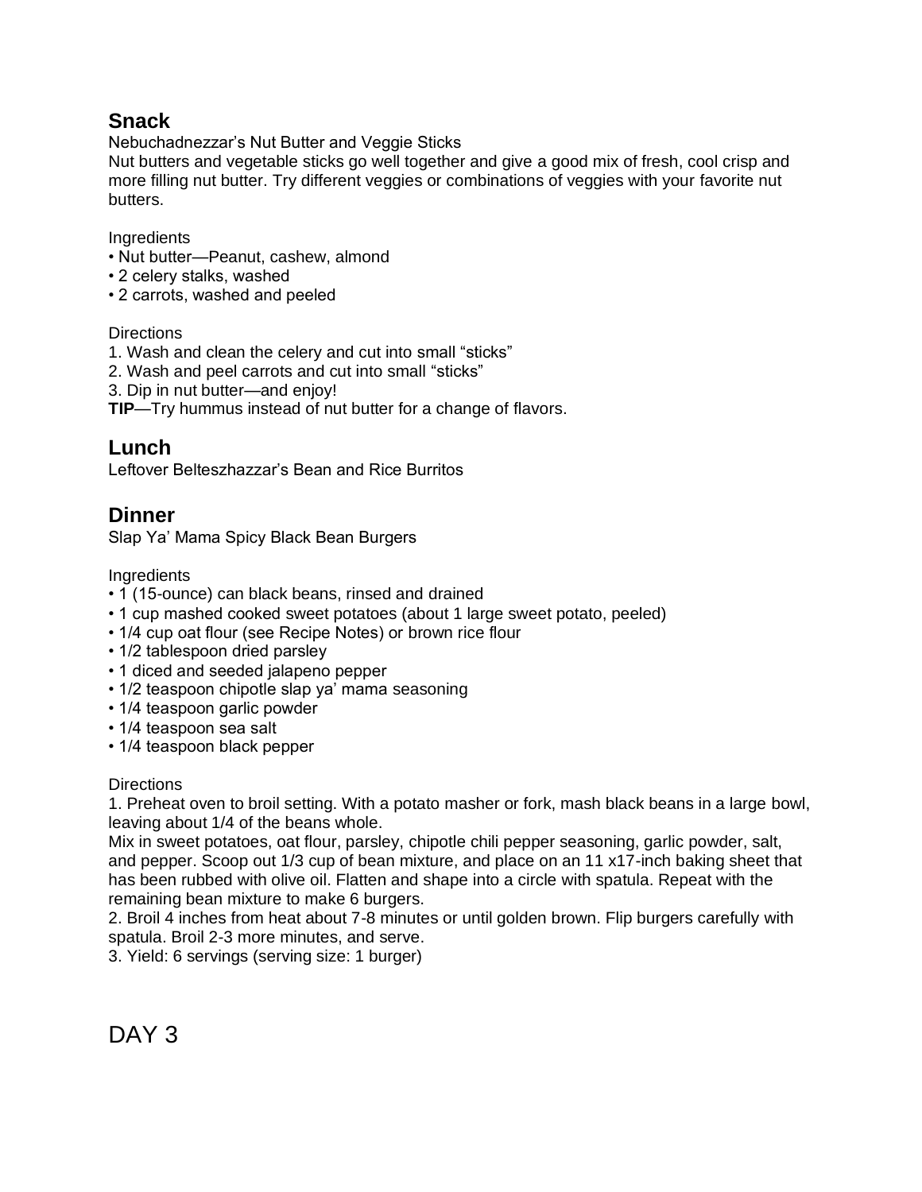## Snack

Nebuchadnezzar's Nut Butter and Veggie Sticks

Nut butters and vegetable sticks go well together and give a good mix of fresh, cool crisp and more filling nut butter. Try different veggies or combinations of veggies with your favorite nut butters.

Ingredients

- Nut butter—Peanut, cashew, almond
- 2 celery stalks, washed
- 2 carrots, washed and peeled

Directions

1. Wash and clean the celery and cut into small "sticks"
2. Wash and peel carrots and cut into small "sticks"
3. Dip in nut butter—and enjoy!

**TIP**—Try hummus instead of nut butter for a change of flavors.

## Lunch

Leftover Belteszhazzar's Bean and Rice Burritos

## Dinner

Slap Ya' Mama Spicy Black Bean Burgers

Ingredients

- 1 (15-ounce) can black beans, rinsed and drained
- 1 cup mashed cooked sweet potatoes (about 1 large sweet potato, peeled)
- 1/4 cup oat flour (see Recipe Notes) or brown rice flour
- 1/2 tablespoon dried parsley
- 1 diced and seeded jalapeno pepper
- 1/2 teaspoon chipotle slap ya' mama seasoning
- 1/4 teaspoon garlic powder
- 1/4 teaspoon sea salt
- 1/4 teaspoon black pepper

Directions

1. Preheat oven to broil setting. With a potato masher or fork, mash black beans in a large bowl, leaving about 1/4 of the beans whole.
Mix in sweet potatoes, oat flour, parsley, chipotle chili pepper seasoning, garlic powder, salt, and pepper. Scoop out 1/3 cup of bean mixture, and place on an 11 x17-inch baking sheet that has been rubbed with olive oil. Flatten and shape into a circle with spatula. Repeat with the remaining bean mixture to make 6 burgers.
2. Broil 4 inches from heat about 7-8 minutes or until golden brown. Flip burgers carefully with spatula. Broil 2-3 more minutes, and serve.
3. Yield: 6 servings (serving size: 1 burger)

# DAY 3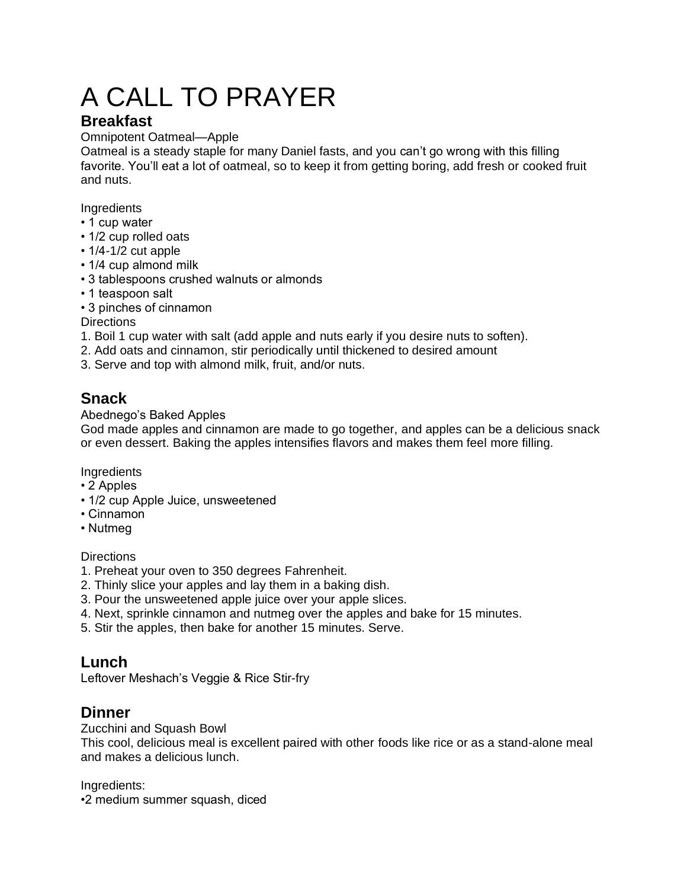# A CALL TO PRAYER

## Breakfast

Omnipotent Oatmeal—Apple

Oatmeal is a steady staple for many Daniel fasts, and you can't go wrong with this filling favorite. You'll eat a lot of oatmeal, so to keep it from getting boring, add fresh or cooked fruit and nuts.

Ingredients

- 1 cup water
- 1/2 cup rolled oats
- 1/4-1/2 cut apple
- 1/4 cup almond milk
- 3 tablespoons crushed walnuts or almonds
- 1 teaspoon salt
- 3 pinches of cinnamon

Directions

1. Boil 1 cup water with salt (add apple and nuts early if you desire nuts to soften).
2. Add oats and cinnamon, stir periodically until thickened to desired amount
3. Serve and top with almond milk, fruit, and/or nuts.

## Snack

Abednego's Baked Apples

God made apples and cinnamon are made to go together, and apples can be a delicious snack or even dessert. Baking the apples intensifies flavors and makes them feel more filling.

Ingredients

- 2 Apples
- 1/2 cup Apple Juice, unsweetened
- Cinnamon
- Nutmeg

Directions

1. Preheat your oven to 350 degrees Fahrenheit.
2. Thinly slice your apples and lay them in a baking dish.
3. Pour the unsweetened apple juice over your apple slices.
4. Next, sprinkle cinnamon and nutmeg over the apples and bake for 15 minutes.
5. Stir the apples, then bake for another 15 minutes. Serve.

## Lunch

Leftover Meshach's Veggie & Rice Stir-fry

## Dinner

Zucchini and Squash Bowl

This cool, delicious meal is excellent paired with other foods like rice or as a stand-alone meal and makes a delicious lunch.

Ingredients:

- 2 medium summer squash, diced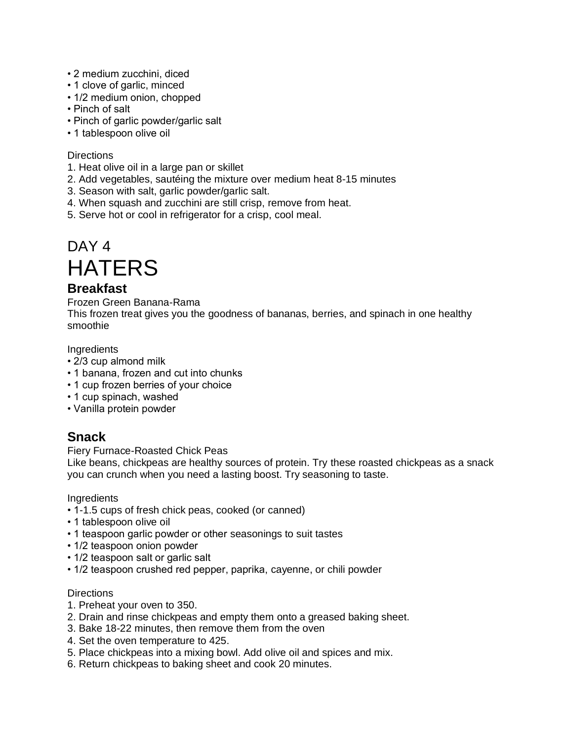- 2 medium zucchini, diced
- 1 clove of garlic, minced
- 1/2 medium onion, chopped
- Pinch of salt
- Pinch of garlic powder/garlic salt
- 1 tablespoon olive oil

Directions

1. Heat olive oil in a large pan or skillet
2. Add vegetables, sautéing the mixture over medium heat 8-15 minutes
3. Season with salt, garlic powder/garlic salt.
4. When squash and zucchini are still crisp, remove from heat.
5. Serve hot or cool in refrigerator for a crisp, cool meal.

# DAY 4

# HATERS

## Breakfast

Frozen Green Banana-Rama

This frozen treat gives you the goodness of bananas, berries, and spinach in one healthy smoothie

Ingredients

- 2/3 cup almond milk
- 1 banana, frozen and cut into chunks
- 1 cup frozen berries of your choice
- 1 cup spinach, washed
- Vanilla protein powder

## Snack

Fiery Furnace-Roasted Chick Peas

Like beans, chickpeas are healthy sources of protein. Try these roasted chickpeas as a snack you can crunch when you need a lasting boost. Try seasoning to taste.

Ingredients

- 1-1.5 cups of fresh chick peas, cooked (or canned)
- 1 tablespoon olive oil
- 1 teaspoon garlic powder or other seasonings to suit tastes
- 1/2 teaspoon onion powder
- 1/2 teaspoon salt or garlic salt
- 1/2 teaspoon crushed red pepper, paprika, cayenne, or chili powder

Directions

1. Preheat your oven to 350.
2. Drain and rinse chickpeas and empty them onto a greased baking sheet.
3. Bake 18-22 minutes, then remove them from the oven
4. Set the oven temperature to 425.
5. Place chickpeas into a mixing bowl. Add olive oil and spices and mix.
6. Return chickpeas to baking sheet and cook 20 minutes.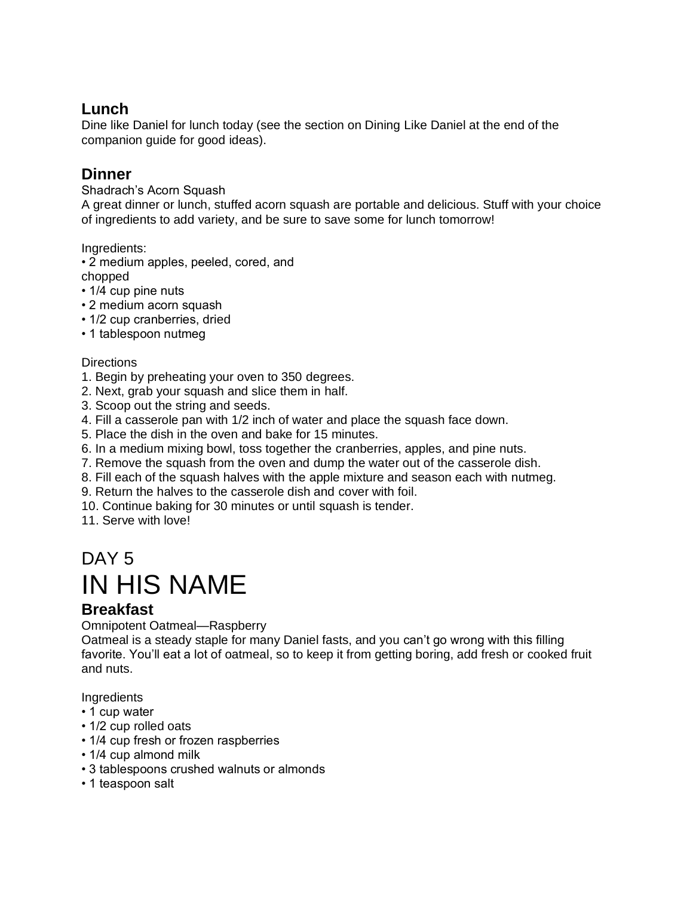## Lunch

Dine like Daniel for lunch today (see the section on Dining Like Daniel at the end of the companion guide for good ideas).

## Dinner

Shadrach's Acorn Squash

A great dinner or lunch, stuffed acorn squash are portable and delicious. Stuff with your choice of ingredients to add variety, and be sure to save some for lunch tomorrow!

Ingredients:

- 2 medium apples, peeled, cored, and chopped
- 1/4 cup pine nuts
- 2 medium acorn squash
- 1/2 cup cranberries, dried
- 1 tablespoon nutmeg

Directions

1. Begin by preheating your oven to 350 degrees.
2. Next, grab your squash and slice them in half.
3. Scoop out the string and seeds.
4. Fill a casserole pan with 1/2 inch of water and place the squash face down.
5. Place the dish in the oven and bake for 15 minutes.
6. In a medium mixing bowl, toss together the cranberries, apples, and pine nuts.
7. Remove the squash from the oven and dump the water out of the casserole dish.
8. Fill each of the squash halves with the apple mixture and season each with nutmeg.
9. Return the halves to the casserole dish and cover with foil.
10. Continue baking for 30 minutes or until squash is tender.
11. Serve with love!

# DAY 5

# IN HIS NAME

## Breakfast

Omnipotent Oatmeal—Raspberry

Oatmeal is a steady staple for many Daniel fasts, and you can't go wrong with this filling favorite. You'll eat a lot of oatmeal, so to keep it from getting boring, add fresh or cooked fruit and nuts.

Ingredients

- 1 cup water
- 1/2 cup rolled oats
- 1/4 cup fresh or frozen raspberries
- 1/4 cup almond milk
- 3 tablespoons crushed walnuts or almonds
- 1 teaspoon salt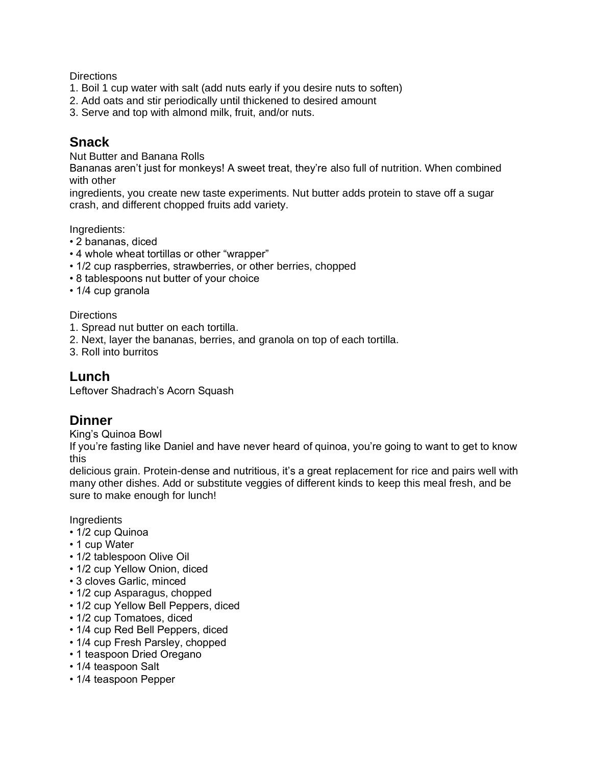Directions

1. Boil 1 cup water with salt (add nuts early if you desire nuts to soften)
2. Add oats and stir periodically until thickened to desired amount
3. Serve and top with almond milk, fruit, and/or nuts.

## Snack

Nut Butter and Banana Rolls

Bananas aren't just for monkeys! A sweet treat, they're also full of nutrition. When combined with other ingredients, you create new taste experiments. Nut butter adds protein to stave off a sugar crash, and different chopped fruits add variety.

Ingredients:

- 2 bananas, diced
- 4 whole wheat tortillas or other "wrapper"
- 1/2 cup raspberries, strawberries, or other berries, chopped
- 8 tablespoons nut butter of your choice
- 1/4 cup granola

Directions

1. Spread nut butter on each tortilla.
2. Next, layer the bananas, berries, and granola on top of each tortilla.
3. Roll into burritos

## Lunch

Leftover Shadrach's Acorn Squash

## Dinner

King's Quinoa Bowl

If you're fasting like Daniel and have never heard of quinoa, you're going to want to get to know this delicious grain. Protein-dense and nutritious, it's a great replacement for rice and pairs well with many other dishes. Add or substitute veggies of different kinds to keep this meal fresh, and be sure to make enough for lunch!

Ingredients

- 1/2 cup Quinoa
- 1 cup Water
- 1/2 tablespoon Olive Oil
- 1/2 cup Yellow Onion, diced
- 3 cloves Garlic, minced
- 1/2 cup Asparagus, chopped
- 1/2 cup Yellow Bell Peppers, diced
- 1/2 cup Tomatoes, diced
- 1/4 cup Red Bell Peppers, diced
- 1/4 cup Fresh Parsley, chopped
- 1 teaspoon Dried Oregano
- 1/4 teaspoon Salt
- 1/4 teaspoon Pepper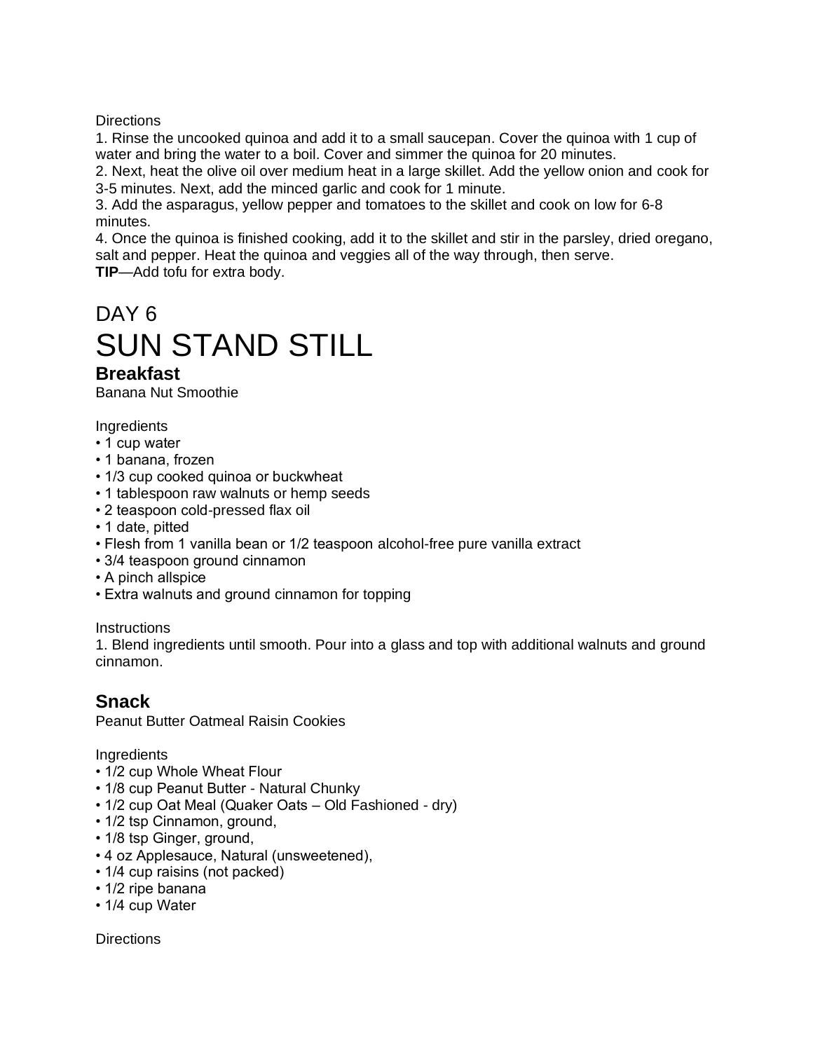Directions

1. Rinse the uncooked quinoa and add it to a small saucepan. Cover the quinoa with 1 cup of water and bring the water to a boil. Cover and simmer the quinoa for 20 minutes.
2. Next, heat the olive oil over medium heat in a large skillet. Add the yellow onion and cook for 3-5 minutes. Next, add the minced garlic and cook for 1 minute.
3. Add the asparagus, yellow pepper and tomatoes to the skillet and cook on low for 6-8 minutes.
4. Once the quinoa is finished cooking, add it to the skillet and stir in the parsley, dried oregano, salt and pepper. Heat the quinoa and veggies all of the way through, then serve.

**TIP**—Add tofu for extra body.

# DAY 6
# SUN STAND STILL

## Breakfast

Banana Nut Smoothie

Ingredients

- 1 cup water
- 1 banana, frozen
- 1/3 cup cooked quinoa or buckwheat
- 1 tablespoon raw walnuts or hemp seeds
- 2 teaspoon cold-pressed flax oil
- 1 date, pitted
- Flesh from 1 vanilla bean or 1/2 teaspoon alcohol-free pure vanilla extract
- 3/4 teaspoon ground cinnamon
- A pinch allspice
- Extra walnuts and ground cinnamon for topping

Instructions

1. Blend ingredients until smooth. Pour into a glass and top with additional walnuts and ground cinnamon.

## Snack

Peanut Butter Oatmeal Raisin Cookies

Ingredients

- 1/2 cup Whole Wheat Flour
- 1/8 cup Peanut Butter - Natural Chunky
- 1/2 cup Oat Meal (Quaker Oats – Old Fashioned - dry)
- 1/2 tsp Cinnamon, ground,
- 1/8 tsp Ginger, ground,
- 4 oz Applesauce, Natural (unsweetened),
- 1/4 cup raisins (not packed)
- 1/2 ripe banana
- 1/4 cup Water

Directions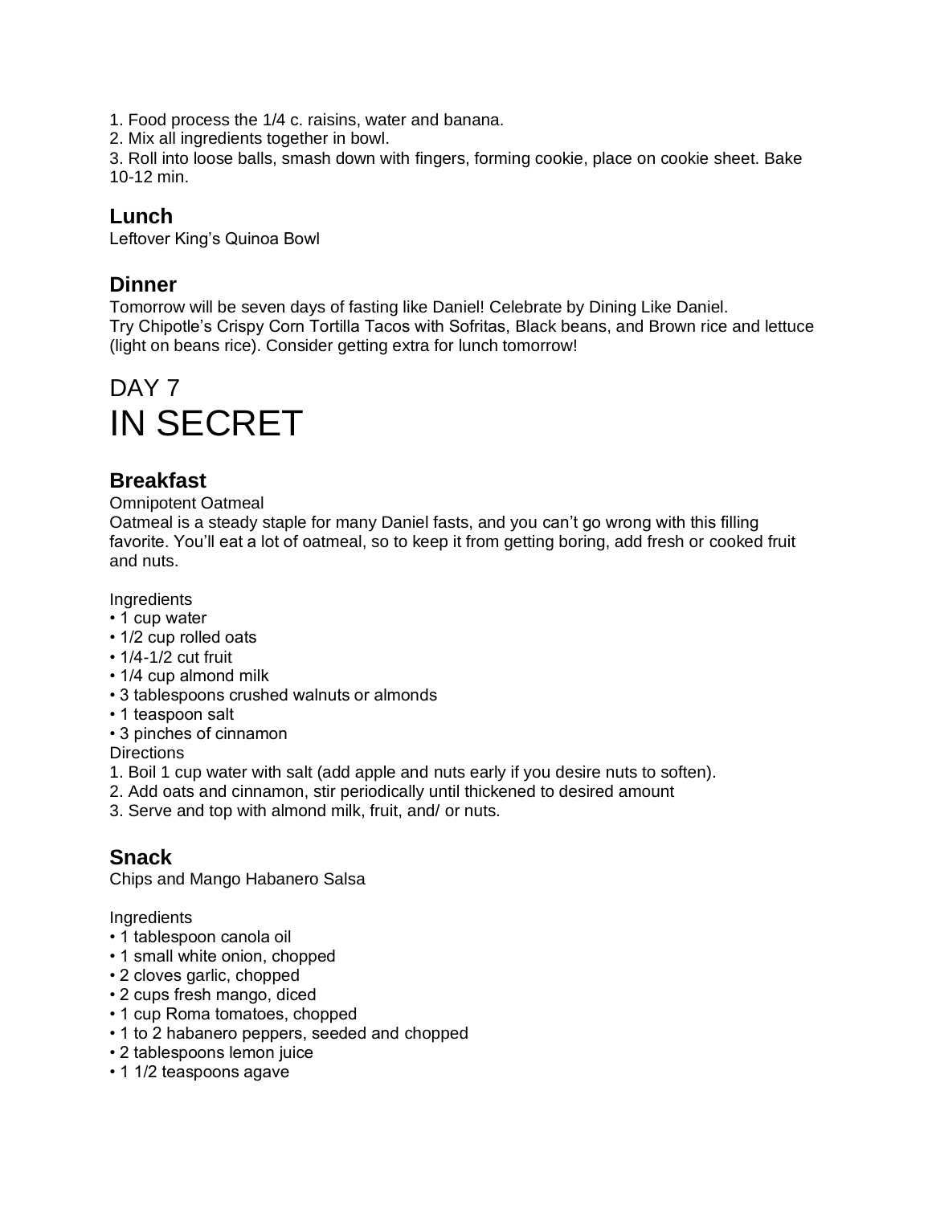1. Food process the 1/4 c. raisins, water and banana.
2. Mix all ingredients together in bowl.
3. Roll into loose balls, smash down with fingers, forming cookie, place on cookie sheet. Bake 10-12 min.

### Lunch

Leftover King's Quinoa Bowl

### Dinner

Tomorrow will be seven days of fasting like Daniel! Celebrate by Dining Like Daniel.
Try Chipotle's Crispy Corn Tortilla Tacos with Sofritas, Black beans, and Brown rice and lettuce (light on beans rice). Consider getting extra for lunch tomorrow!

## DAY 7
# IN SECRET

### Breakfast

Omnipotent Oatmeal
Oatmeal is a steady staple for many Daniel fasts, and you can't go wrong with this filling favorite. You'll eat a lot of oatmeal, so to keep it from getting boring, add fresh or cooked fruit and nuts.

Ingredients
- 1 cup water
- 1/2 cup rolled oats
- 1/4-1/2 cut fruit
- 1/4 cup almond milk
- 3 tablespoons crushed walnuts or almonds
- 1 teaspoon salt
- 3 pinches of cinnamon

Directions
1. Boil 1 cup water with salt (add apple and nuts early if you desire nuts to soften).
2. Add oats and cinnamon, stir periodically until thickened to desired amount
3. Serve and top with almond milk, fruit, and/ or nuts.

### Snack

Chips and Mango Habanero Salsa

Ingredients
- 1 tablespoon canola oil
- 1 small white onion, chopped
- 2 cloves garlic, chopped
- 2 cups fresh mango, diced
- 1 cup Roma tomatoes, chopped
- 1 to 2 habanero peppers, seeded and chopped
- 2 tablespoons lemon juice
- 1 1/2 teaspoons agave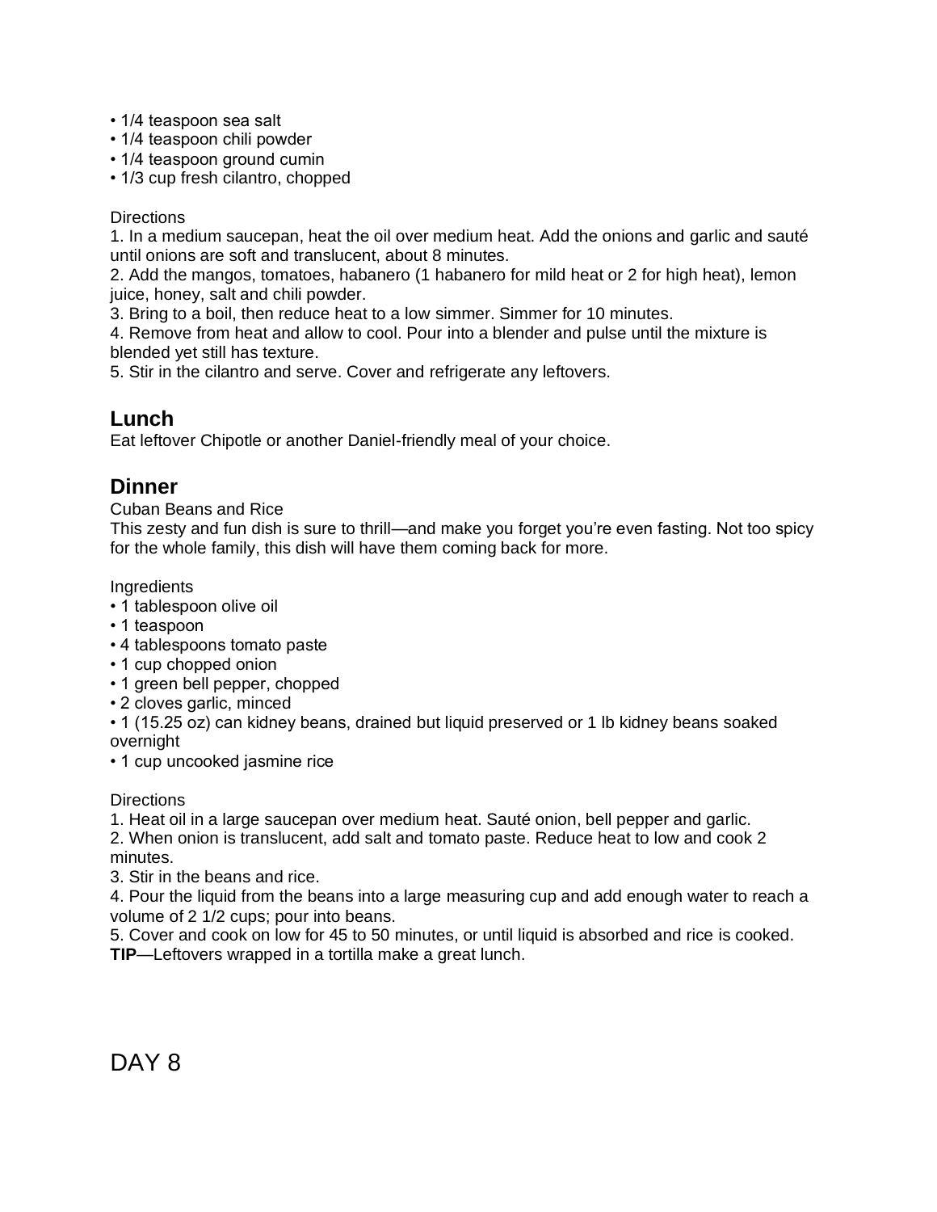- 1/4 teaspoon sea salt
- 1/4 teaspoon chili powder
- 1/4 teaspoon ground cumin
- 1/3 cup fresh cilantro, chopped

Directions

1. In a medium saucepan, heat the oil over medium heat. Add the onions and garlic and sauté until onions are soft and translucent, about 8 minutes.
2. Add the mangos, tomatoes, habanero (1 habanero for mild heat or 2 for high heat), lemon juice, honey, salt and chili powder.
3. Bring to a boil, then reduce heat to a low simmer. Simmer for 10 minutes.
4. Remove from heat and allow to cool. Pour into a blender and pulse until the mixture is blended yet still has texture.
5. Stir in the cilantro and serve. Cover and refrigerate any leftovers.

## Lunch

Eat leftover Chipotle or another Daniel-friendly meal of your choice.

## Dinner

Cuban Beans and Rice

This zesty and fun dish is sure to thrill—and make you forget you're even fasting. Not too spicy for the whole family, this dish will have them coming back for more.

Ingredients

- 1 tablespoon olive oil
- 1 teaspoon
- 4 tablespoons tomato paste
- 1 cup chopped onion
- 1 green bell pepper, chopped
- 2 cloves garlic, minced
- 1 (15.25 oz) can kidney beans, drained but liquid preserved or 1 lb kidney beans soaked overnight
- 1 cup uncooked jasmine rice

Directions

1. Heat oil in a large saucepan over medium heat. Sauté onion, bell pepper and garlic.
2. When onion is translucent, add salt and tomato paste. Reduce heat to low and cook 2 minutes.
3. Stir in the beans and rice.
4. Pour the liquid from the beans into a large measuring cup and add enough water to reach a volume of 2 1/2 cups; pour into beans.
5. Cover and cook on low for 45 to 50 minutes, or until liquid is absorbed and rice is cooked.

**TIP**—Leftovers wrapped in a tortilla make a great lunch.

# DAY 8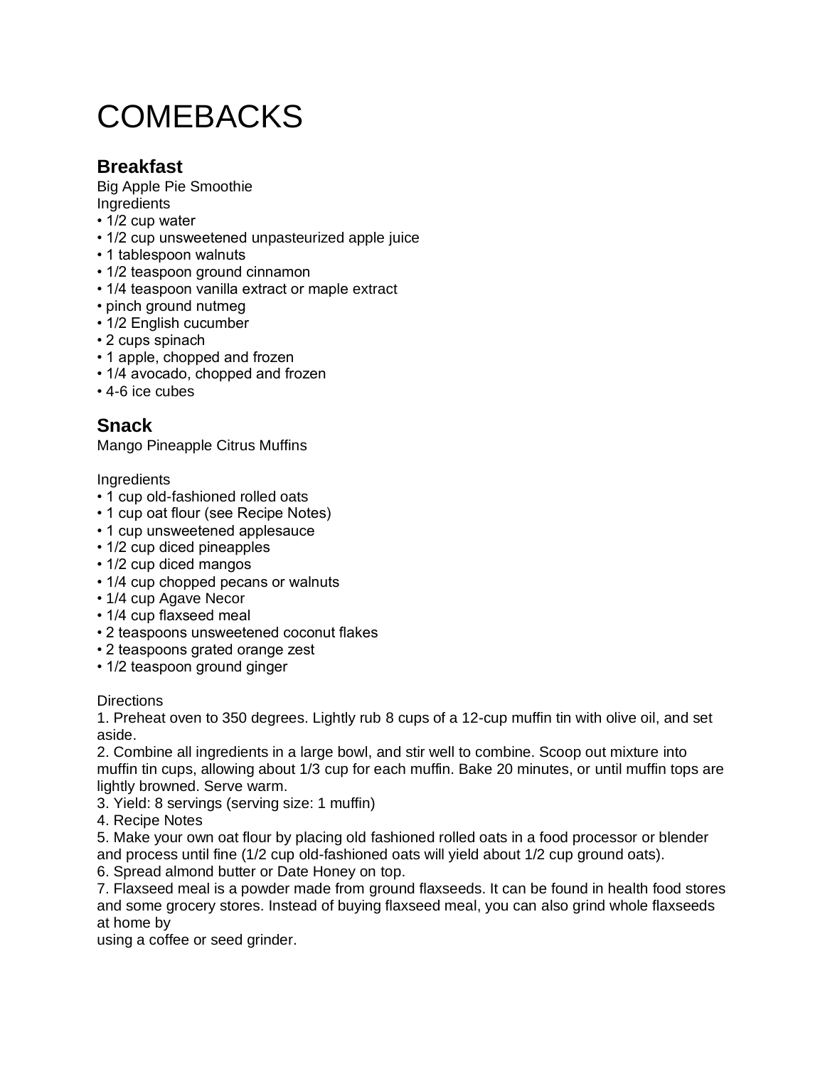# COMEBACKS

## Breakfast

Big Apple Pie Smoothie
Ingredients

- 1/2 cup water
- 1/2 cup unsweetened unpasteurized apple juice
- 1 tablespoon walnuts
- 1/2 teaspoon ground cinnamon
- 1/4 teaspoon vanilla extract or maple extract
- pinch ground nutmeg
- 1/2 English cucumber
- 2 cups spinach
- 1 apple, chopped and frozen
- 1/4 avocado, chopped and frozen
- 4-6 ice cubes

## Snack

Mango Pineapple Citrus Muffins

Ingredients

- 1 cup old-fashioned rolled oats
- 1 cup oat flour (see Recipe Notes)
- 1 cup unsweetened applesauce
- 1/2 cup diced pineapples
- 1/2 cup diced mangos
- 1/4 cup chopped pecans or walnuts
- 1/4 cup Agave Necor
- 1/4 cup flaxseed meal
- 2 teaspoons unsweetened coconut flakes
- 2 teaspoons grated orange zest
- 1/2 teaspoon ground ginger

Directions

1. Preheat oven to 350 degrees. Lightly rub 8 cups of a 12-cup muffin tin with olive oil, and set aside.
2. Combine all ingredients in a large bowl, and stir well to combine. Scoop out mixture into muffin tin cups, allowing about 1/3 cup for each muffin. Bake 20 minutes, or until muffin tops are lightly browned. Serve warm.
3. Yield: 8 servings (serving size: 1 muffin)
4. Recipe Notes
5. Make your own oat flour by placing old fashioned rolled oats in a food processor or blender and process until fine (1/2 cup old-fashioned oats will yield about 1/2 cup ground oats).
6. Spread almond butter or Date Honey on top.
7. Flaxseed meal is a powder made from ground flaxseeds. It can be found in health food stores and some grocery stores. Instead of buying flaxseed meal, you can also grind whole flaxseeds at home by using a coffee or seed grinder.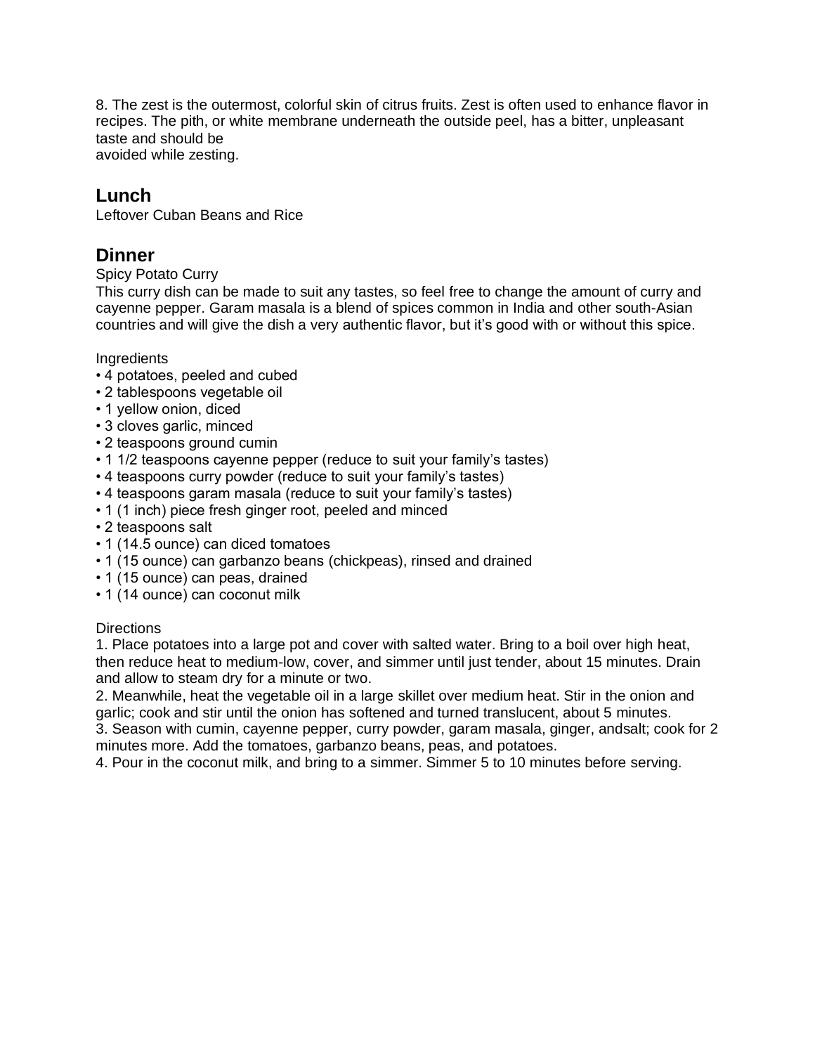8. The zest is the outermost, colorful skin of citrus fruits. Zest is often used to enhance flavor in recipes. The pith, or white membrane underneath the outside peel, has a bitter, unpleasant taste and should be avoided while zesting.

## Lunch

Leftover Cuban Beans and Rice

## Dinner

Spicy Potato Curry

This curry dish can be made to suit any tastes, so feel free to change the amount of curry and cayenne pepper. Garam masala is a blend of spices common in India and other south-Asian countries and will give the dish a very authentic flavor, but it's good with or without this spice.

Ingredients

- 4 potatoes, peeled and cubed
- 2 tablespoons vegetable oil
- 1 yellow onion, diced
- 3 cloves garlic, minced
- 2 teaspoons ground cumin
- 1 1/2 teaspoons cayenne pepper (reduce to suit your family's tastes)
- 4 teaspoons curry powder (reduce to suit your family's tastes)
- 4 teaspoons garam masala (reduce to suit your family's tastes)
- 1 (1 inch) piece fresh ginger root, peeled and minced
- 2 teaspoons salt
- 1 (14.5 ounce) can diced tomatoes
- 1 (15 ounce) can garbanzo beans (chickpeas), rinsed and drained
- 1 (15 ounce) can peas, drained
- 1 (14 ounce) can coconut milk

Directions

1. Place potatoes into a large pot and cover with salted water. Bring to a boil over high heat, then reduce heat to medium-low, cover, and simmer until just tender, about 15 minutes. Drain and allow to steam dry for a minute or two.
2. Meanwhile, heat the vegetable oil in a large skillet over medium heat. Stir in the onion and garlic; cook and stir until the onion has softened and turned translucent, about 5 minutes.
3. Season with cumin, cayenne pepper, curry powder, garam masala, ginger, andsalt; cook for 2 minutes more. Add the tomatoes, garbanzo beans, peas, and potatoes.
4. Pour in the coconut milk, and bring to a simmer. Simmer 5 to 10 minutes before serving.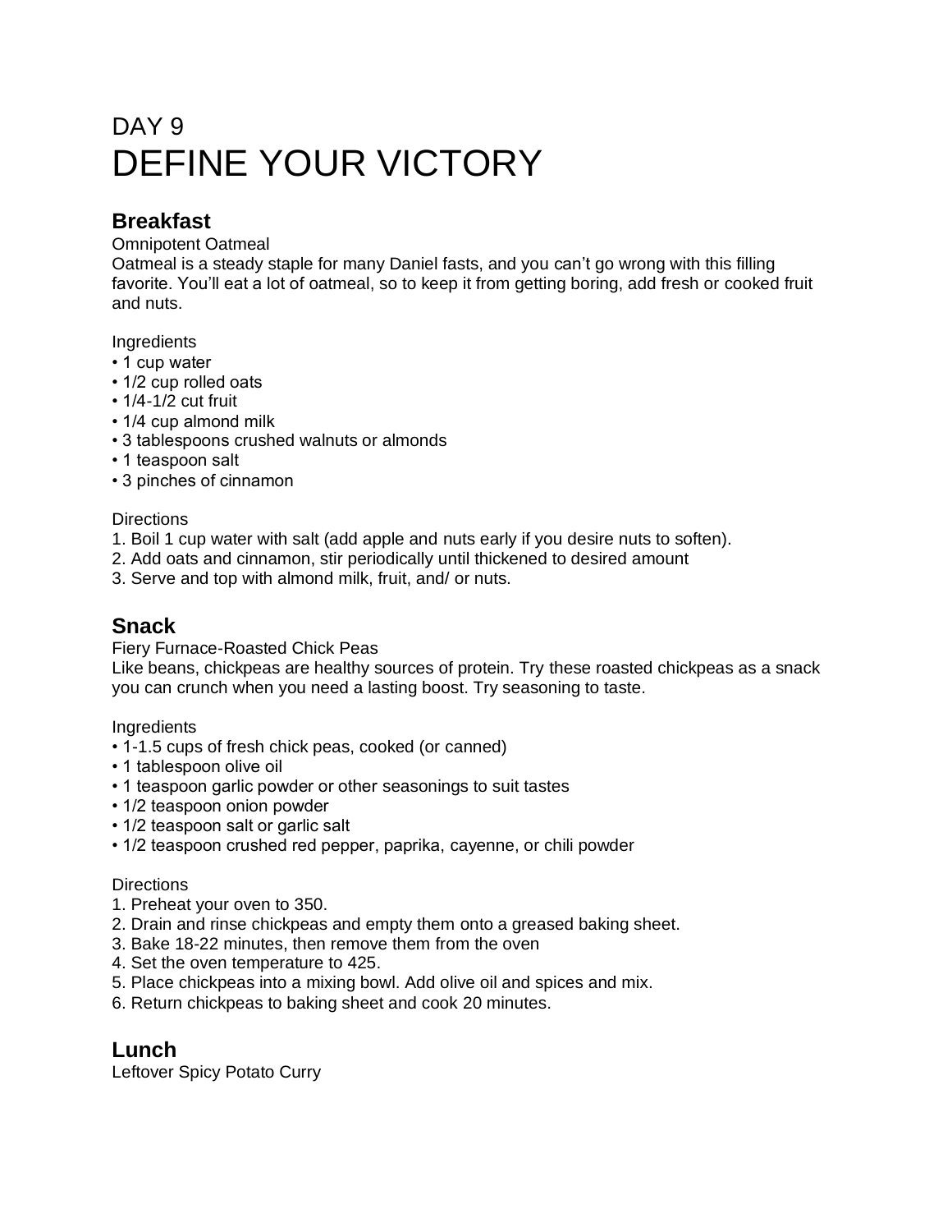# DAY 9
# DEFINE YOUR VICTORY

## Breakfast

Omnipotent Oatmeal

Oatmeal is a steady staple for many Daniel fasts, and you can't go wrong with this filling favorite. You'll eat a lot of oatmeal, so to keep it from getting boring, add fresh or cooked fruit and nuts.

Ingredients

- 1 cup water
- 1/2 cup rolled oats
- 1/4-1/2 cut fruit
- 1/4 cup almond milk
- 3 tablespoons crushed walnuts or almonds
- 1 teaspoon salt
- 3 pinches of cinnamon

Directions

1. Boil 1 cup water with salt (add apple and nuts early if you desire nuts to soften).
2. Add oats and cinnamon, stir periodically until thickened to desired amount
3. Serve and top with almond milk, fruit, and/ or nuts.

## Snack

Fiery Furnace-Roasted Chick Peas

Like beans, chickpeas are healthy sources of protein. Try these roasted chickpeas as a snack you can crunch when you need a lasting boost. Try seasoning to taste.

Ingredients

- 1-1.5 cups of fresh chick peas, cooked (or canned)
- 1 tablespoon olive oil
- 1 teaspoon garlic powder or other seasonings to suit tastes
- 1/2 teaspoon onion powder
- 1/2 teaspoon salt or garlic salt
- 1/2 teaspoon crushed red pepper, paprika, cayenne, or chili powder

Directions

1. Preheat your oven to 350.
2. Drain and rinse chickpeas and empty them onto a greased baking sheet.
3. Bake 18-22 minutes, then remove them from the oven
4. Set the oven temperature to 425.
5. Place chickpeas into a mixing bowl. Add olive oil and spices and mix.
6. Return chickpeas to baking sheet and cook 20 minutes.

## Lunch

Leftover Spicy Potato Curry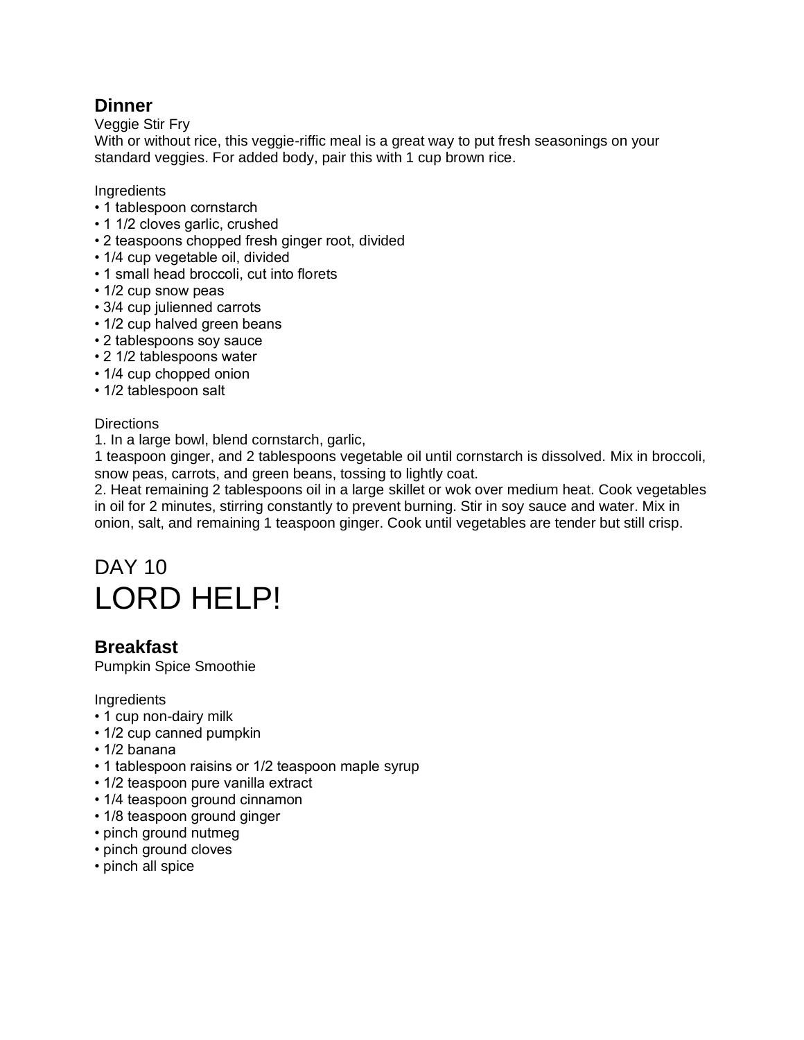### Dinner

Veggie Stir Fry

With or without rice, this veggie-riffic meal is a great way to put fresh seasonings on your standard veggies. For added body, pair this with 1 cup brown rice.

Ingredients

- 1 tablespoon cornstarch
- 1 1/2 cloves garlic, crushed
- 2 teaspoons chopped fresh ginger root, divided
- 1/4 cup vegetable oil, divided
- 1 small head broccoli, cut into florets
- 1/2 cup snow peas
- 3/4 cup julienned carrots
- 1/2 cup halved green beans
- 2 tablespoons soy sauce
- 2 1/2 tablespoons water
- 1/4 cup chopped onion
- 1/2 tablespoon salt

Directions

1. In a large bowl, blend cornstarch, garlic,
1 teaspoon ginger, and 2 tablespoons vegetable oil until cornstarch is dissolved. Mix in broccoli, snow peas, carrots, and green beans, tossing to lightly coat.
2. Heat remaining 2 tablespoons oil in a large skillet or wok over medium heat. Cook vegetables in oil for 2 minutes, stirring constantly to prevent burning. Stir in soy sauce and water. Mix in onion, salt, and remaining 1 teaspoon ginger. Cook until vegetables are tender but still crisp.

## DAY 10

# LORD HELP!

### Breakfast

Pumpkin Spice Smoothie

Ingredients

- 1 cup non-dairy milk
- 1/2 cup canned pumpkin
- 1/2 banana
- 1 tablespoon raisins or 1/2 teaspoon maple syrup
- 1/2 teaspoon pure vanilla extract
- 1/4 teaspoon ground cinnamon
- 1/8 teaspoon ground ginger
- pinch ground nutmeg
- pinch ground cloves
- pinch all spice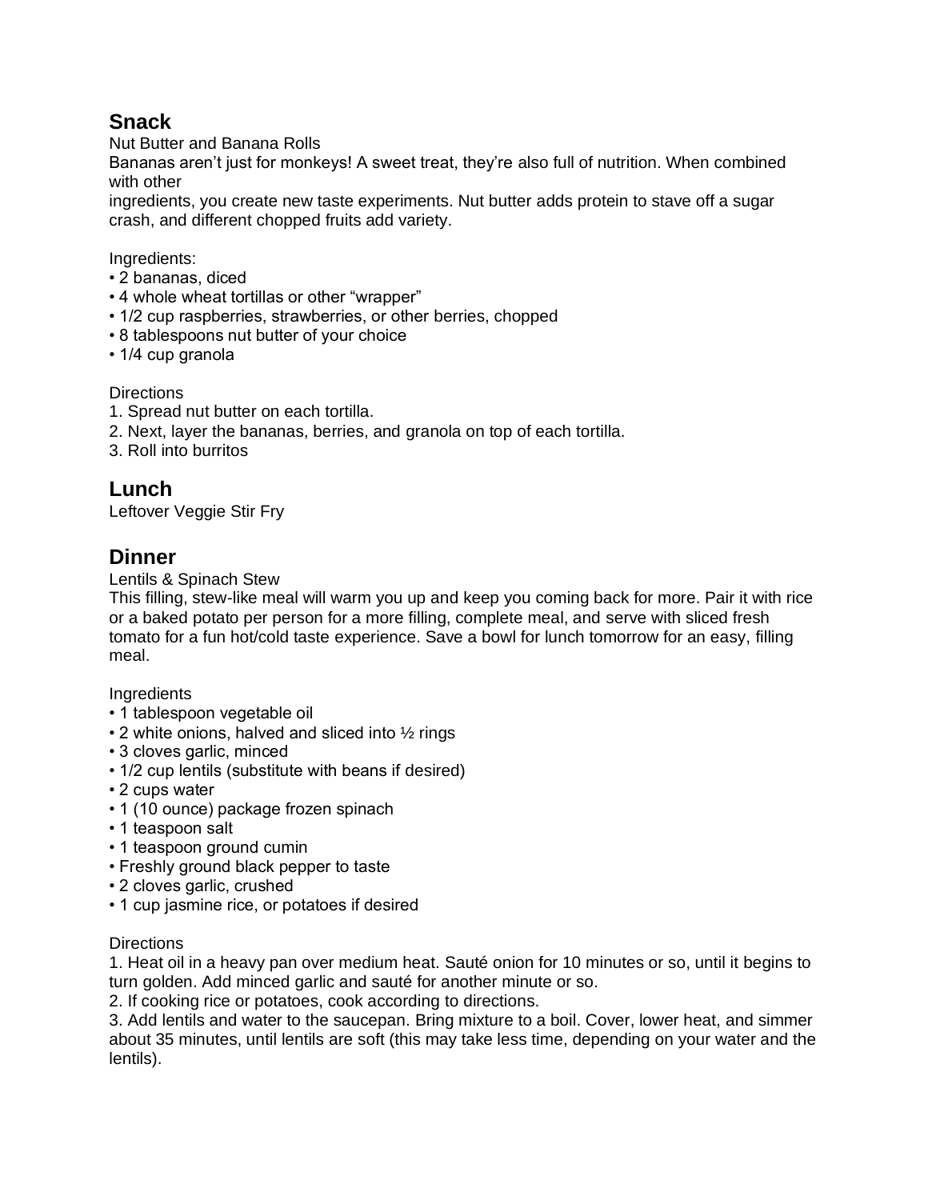## Snack

Nut Butter and Banana Rolls

Bananas aren't just for monkeys! A sweet treat, they're also full of nutrition. When combined with other
ingredients, you create new taste experiments. Nut butter adds protein to stave off a sugar crash, and different chopped fruits add variety.

Ingredients:

- 2 bananas, diced
- 4 whole wheat tortillas or other "wrapper"
- 1/2 cup raspberries, strawberries, or other berries, chopped
- 8 tablespoons nut butter of your choice
- 1/4 cup granola

Directions

1. Spread nut butter on each tortilla.
2. Next, layer the bananas, berries, and granola on top of each tortilla.
3. Roll into burritos

## Lunch

Leftover Veggie Stir Fry

## Dinner

Lentils & Spinach Stew

This filling, stew-like meal will warm you up and keep you coming back for more. Pair it with rice or a baked potato per person for a more filling, complete meal, and serve with sliced fresh tomato for a fun hot/cold taste experience. Save a bowl for lunch tomorrow for an easy, filling meal.

Ingredients

- 1 tablespoon vegetable oil
- 2 white onions, halved and sliced into ½ rings
- 3 cloves garlic, minced
- 1/2 cup lentils (substitute with beans if desired)
- 2 cups water
- 1 (10 ounce) package frozen spinach
- 1 teaspoon salt
- 1 teaspoon ground cumin
- Freshly ground black pepper to taste
- 2 cloves garlic, crushed
- 1 cup jasmine rice, or potatoes if desired

Directions

1. Heat oil in a heavy pan over medium heat. Sauté onion for 10 minutes or so, until it begins to turn golden. Add minced garlic and sauté for another minute or so.
2. If cooking rice or potatoes, cook according to directions.
3. Add lentils and water to the saucepan. Bring mixture to a boil. Cover, lower heat, and simmer about 35 minutes, until lentils are soft (this may take less time, depending on your water and the lentils).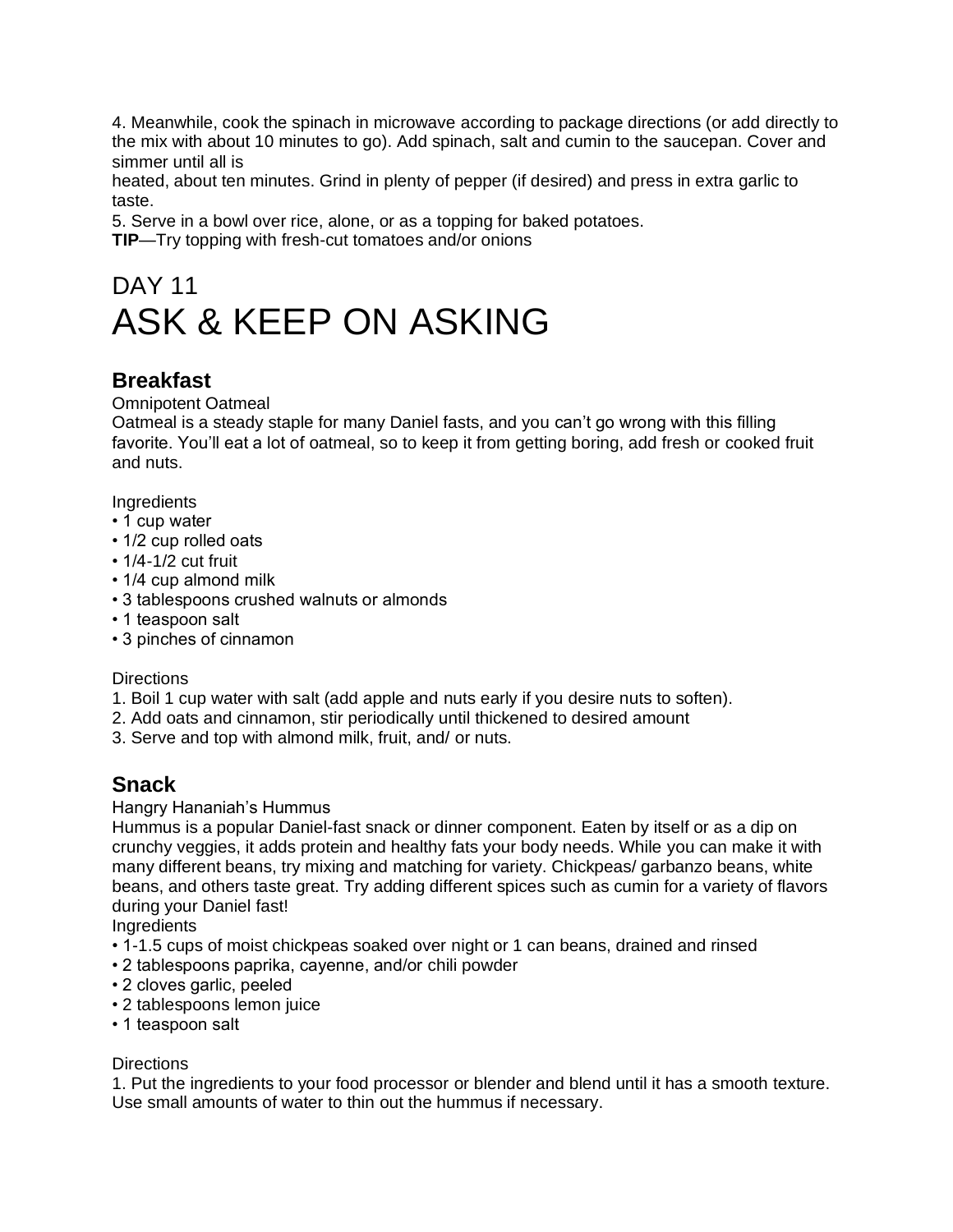4. Meanwhile, cook the spinach in microwave according to package directions (or add directly to the mix with about 10 minutes to go). Add spinach, salt and cumin to the saucepan. Cover and simmer until all is
heated, about ten minutes. Grind in plenty of pepper (if desired) and press in extra garlic to taste.
5. Serve in a bowl over rice, alone, or as a topping for baked potatoes.
**TIP**—Try topping with fresh-cut tomatoes and/or onions

# DAY 11
# ASK & KEEP ON ASKING

## Breakfast

Omnipotent Oatmeal
Oatmeal is a steady staple for many Daniel fasts, and you can't go wrong with this filling favorite. You'll eat a lot of oatmeal, so to keep it from getting boring, add fresh or cooked fruit and nuts.

Ingredients
- 1 cup water
- 1/2 cup rolled oats
- 1/4-1/2 cut fruit
- 1/4 cup almond milk
- 3 tablespoons crushed walnuts or almonds
- 1 teaspoon salt
- 3 pinches of cinnamon

Directions
1. Boil 1 cup water with salt (add apple and nuts early if you desire nuts to soften).
2. Add oats and cinnamon, stir periodically until thickened to desired amount
3. Serve and top with almond milk, fruit, and/ or nuts.

## Snack

Hangry Hananiah's Hummus
Hummus is a popular Daniel-fast snack or dinner component. Eaten by itself or as a dip on crunchy veggies, it adds protein and healthy fats your body needs. While you can make it with many different beans, try mixing and matching for variety. Chickpeas/ garbanzo beans, white beans, and others taste great. Try adding different spices such as cumin for a variety of flavors during your Daniel fast!
Ingredients
- 1-1.5 cups of moist chickpeas soaked over night or 1 can beans, drained and rinsed
- 2 tablespoons paprika, cayenne, and/or chili powder
- 2 cloves garlic, peeled
- 2 tablespoons lemon juice
- 1 teaspoon salt

Directions
1. Put the ingredients to your food processor or blender and blend until it has a smooth texture. Use small amounts of water to thin out the hummus if necessary.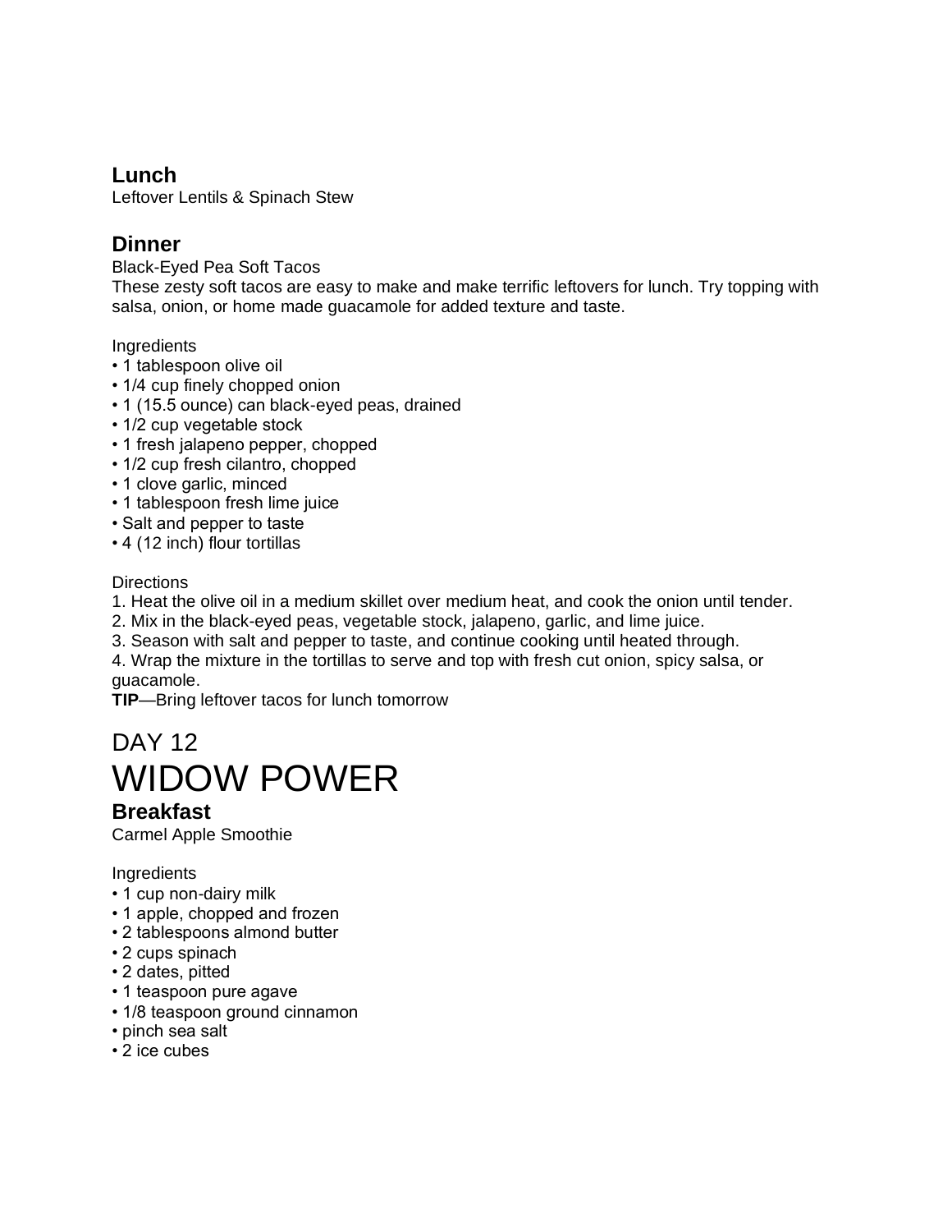## Lunch

Leftover Lentils & Spinach Stew

## Dinner

Black-Eyed Pea Soft Tacos

These zesty soft tacos are easy to make and make terrific leftovers for lunch. Try topping with salsa, onion, or home made guacamole for added texture and taste.

Ingredients

- 1 tablespoon olive oil
- 1/4 cup finely chopped onion
- 1 (15.5 ounce) can black-eyed peas, drained
- 1/2 cup vegetable stock
- 1 fresh jalapeno pepper, chopped
- 1/2 cup fresh cilantro, chopped
- 1 clove garlic, minced
- 1 tablespoon fresh lime juice
- Salt and pepper to taste
- 4 (12 inch) flour tortillas

Directions

1. Heat the olive oil in a medium skillet over medium heat, and cook the onion until tender.
2. Mix in the black-eyed peas, vegetable stock, jalapeno, garlic, and lime juice.
3. Season with salt and pepper to taste, and continue cooking until heated through.
4. Wrap the mixture in the tortillas to serve and top with fresh cut onion, spicy salsa, or guacamole.

**TIP**—Bring leftover tacos for lunch tomorrow

DAY 12

# WIDOW POWER

## Breakfast

Carmel Apple Smoothie

Ingredients

- 1 cup non-dairy milk
- 1 apple, chopped and frozen
- 2 tablespoons almond butter
- 2 cups spinach
- 2 dates, pitted
- 1 teaspoon pure agave
- 1/8 teaspoon ground cinnamon
- pinch sea salt
- 2 ice cubes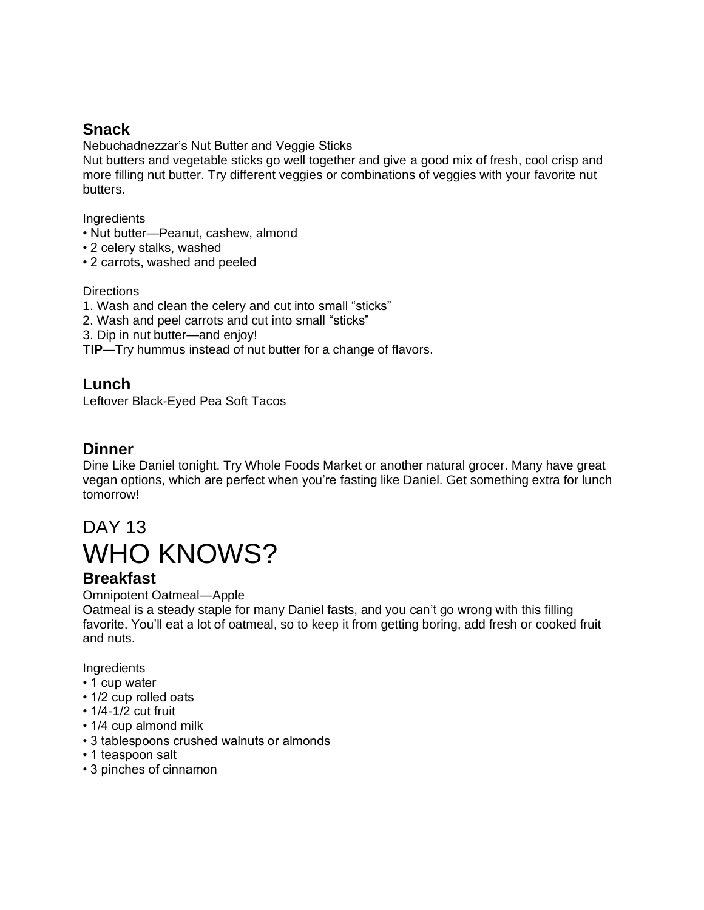### Snack

Nebuchadnezzar's Nut Butter and Veggie Sticks

Nut butters and vegetable sticks go well together and give a good mix of fresh, cool crisp and more filling nut butter. Try different veggies or combinations of veggies with your favorite nut butters.

Ingredients

- Nut butter—Peanut, cashew, almond
- 2 celery stalks, washed
- 2 carrots, washed and peeled

Directions

1. Wash and clean the celery and cut into small "sticks"
2. Wash and peel carrots and cut into small "sticks"
3. Dip in nut butter—and enjoy!

**TIP**—Try hummus instead of nut butter for a change of flavors.

### Lunch

Leftover Black-Eyed Pea Soft Tacos

### Dinner

Dine Like Daniel tonight. Try Whole Foods Market or another natural grocer. Many have great vegan options, which are perfect when you're fasting like Daniel. Get something extra for lunch tomorrow!

## DAY 13

# WHO KNOWS?

### Breakfast

Omnipotent Oatmeal—Apple

Oatmeal is a steady staple for many Daniel fasts, and you can't go wrong with this filling favorite. You'll eat a lot of oatmeal, so to keep it from getting boring, add fresh or cooked fruit and nuts.

Ingredients

- 1 cup water
- 1/2 cup rolled oats
- 1/4-1/2 cut fruit
- 1/4 cup almond milk
- 3 tablespoons crushed walnuts or almonds
- 1 teaspoon salt
- 3 pinches of cinnamon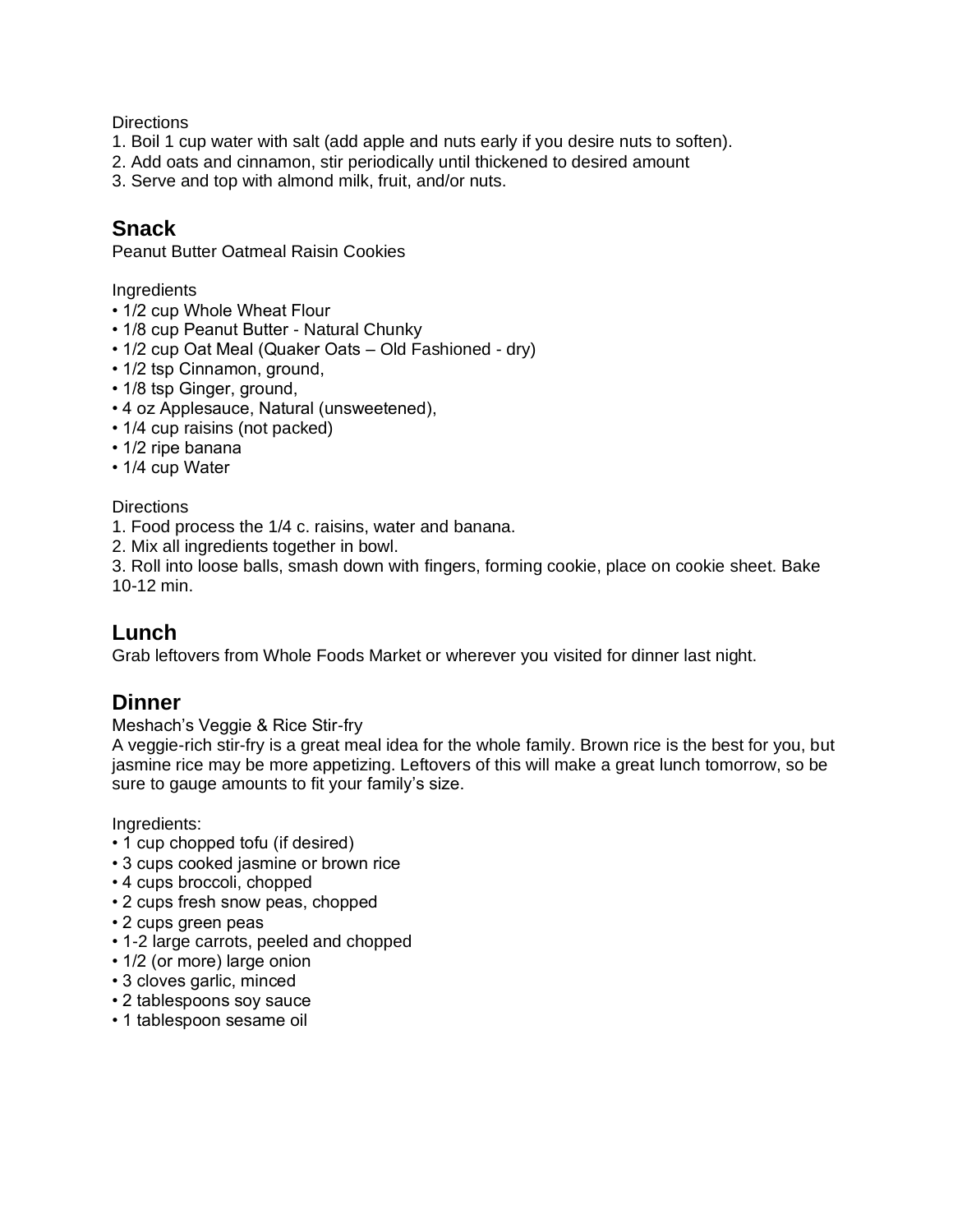Directions

1. Boil 1 cup water with salt (add apple and nuts early if you desire nuts to soften).
2. Add oats and cinnamon, stir periodically until thickened to desired amount
3. Serve and top with almond milk, fruit, and/or nuts.

## Snack

Peanut Butter Oatmeal Raisin Cookies

Ingredients

- 1/2 cup Whole Wheat Flour
- 1/8 cup Peanut Butter - Natural Chunky
- 1/2 cup Oat Meal (Quaker Oats – Old Fashioned - dry)
- 1/2 tsp Cinnamon, ground,
- 1/8 tsp Ginger, ground,
- 4 oz Applesauce, Natural (unsweetened),
- 1/4 cup raisins (not packed)
- 1/2 ripe banana
- 1/4 cup Water

Directions

1. Food process the 1/4 c. raisins, water and banana.
2. Mix all ingredients together in bowl.
3. Roll into loose balls, smash down with fingers, forming cookie, place on cookie sheet. Bake 10-12 min.

## Lunch

Grab leftovers from Whole Foods Market or wherever you visited for dinner last night.

## Dinner

Meshach's Veggie & Rice Stir-fry

A veggie-rich stir-fry is a great meal idea for the whole family. Brown rice is the best for you, but jasmine rice may be more appetizing. Leftovers of this will make a great lunch tomorrow, so be sure to gauge amounts to fit your family's size.

Ingredients:

- 1 cup chopped tofu (if desired)
- 3 cups cooked jasmine or brown rice
- 4 cups broccoli, chopped
- 2 cups fresh snow peas, chopped
- 2 cups green peas
- 1-2 large carrots, peeled and chopped
- 1/2 (or more) large onion
- 3 cloves garlic, minced
- 2 tablespoons soy sauce
- 1 tablespoon sesame oil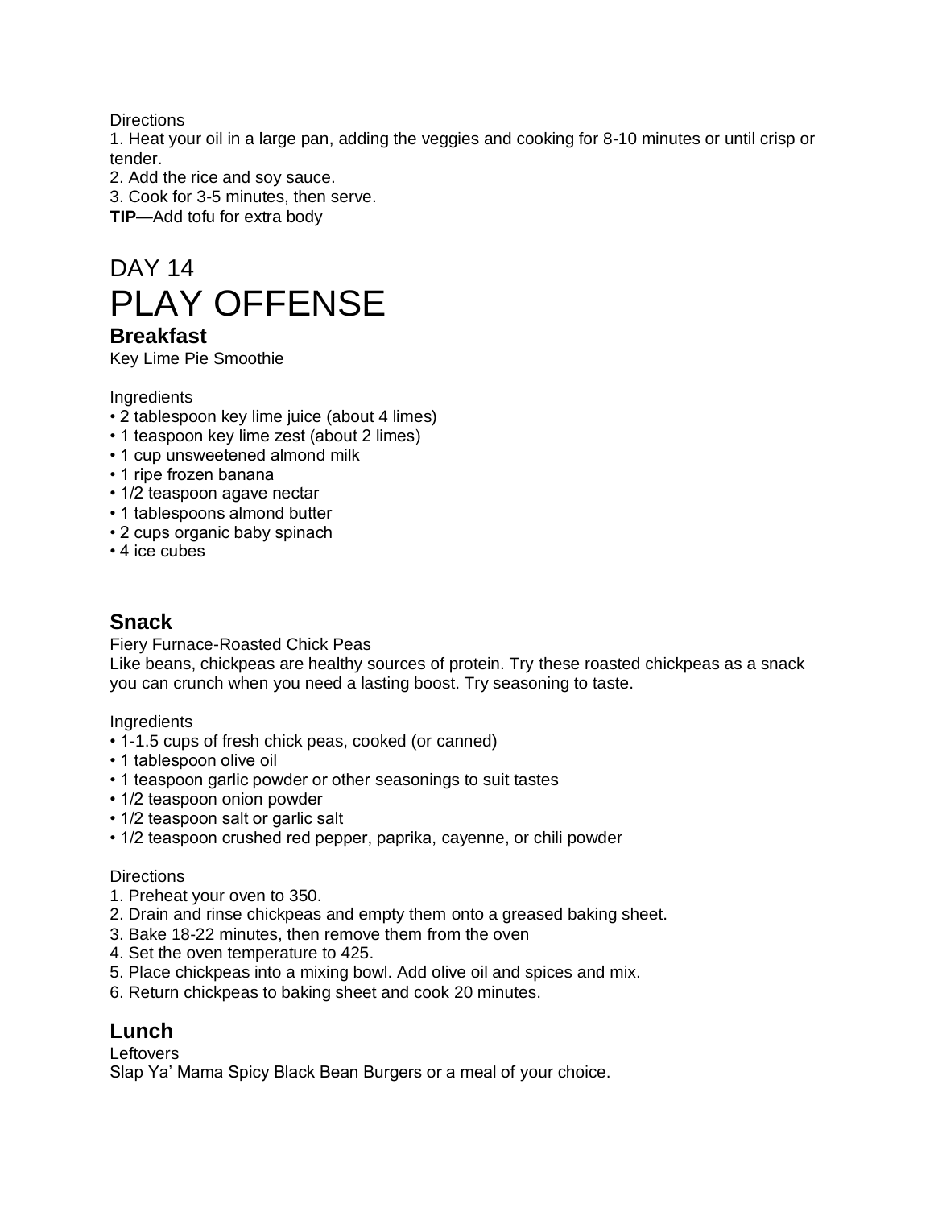Directions

1. Heat your oil in a large pan, adding the veggies and cooking for 8-10 minutes or until crisp or tender.
2. Add the rice and soy sauce.
3. Cook for 3-5 minutes, then serve.

**TIP**—Add tofu for extra body

# DAY 14
# PLAY OFFENSE

## Breakfast

Key Lime Pie Smoothie

Ingredients

- 2 tablespoon key lime juice (about 4 limes)
- 1 teaspoon key lime zest (about 2 limes)
- 1 cup unsweetened almond milk
- 1 ripe frozen banana
- 1/2 teaspoon agave nectar
- 1 tablespoons almond butter
- 2 cups organic baby spinach
- 4 ice cubes

## Snack

Fiery Furnace-Roasted Chick Peas

Like beans, chickpeas are healthy sources of protein. Try these roasted chickpeas as a snack you can crunch when you need a lasting boost. Try seasoning to taste.

Ingredients

- 1-1.5 cups of fresh chick peas, cooked (or canned)
- 1 tablespoon olive oil
- 1 teaspoon garlic powder or other seasonings to suit tastes
- 1/2 teaspoon onion powder
- 1/2 teaspoon salt or garlic salt
- 1/2 teaspoon crushed red pepper, paprika, cayenne, or chili powder

Directions

1. Preheat your oven to 350.
2. Drain and rinse chickpeas and empty them onto a greased baking sheet.
3. Bake 18-22 minutes, then remove them from the oven
4. Set the oven temperature to 425.
5. Place chickpeas into a mixing bowl. Add olive oil and spices and mix.
6. Return chickpeas to baking sheet and cook 20 minutes.

## Lunch

Leftovers

Slap Ya' Mama Spicy Black Bean Burgers or a meal of your choice.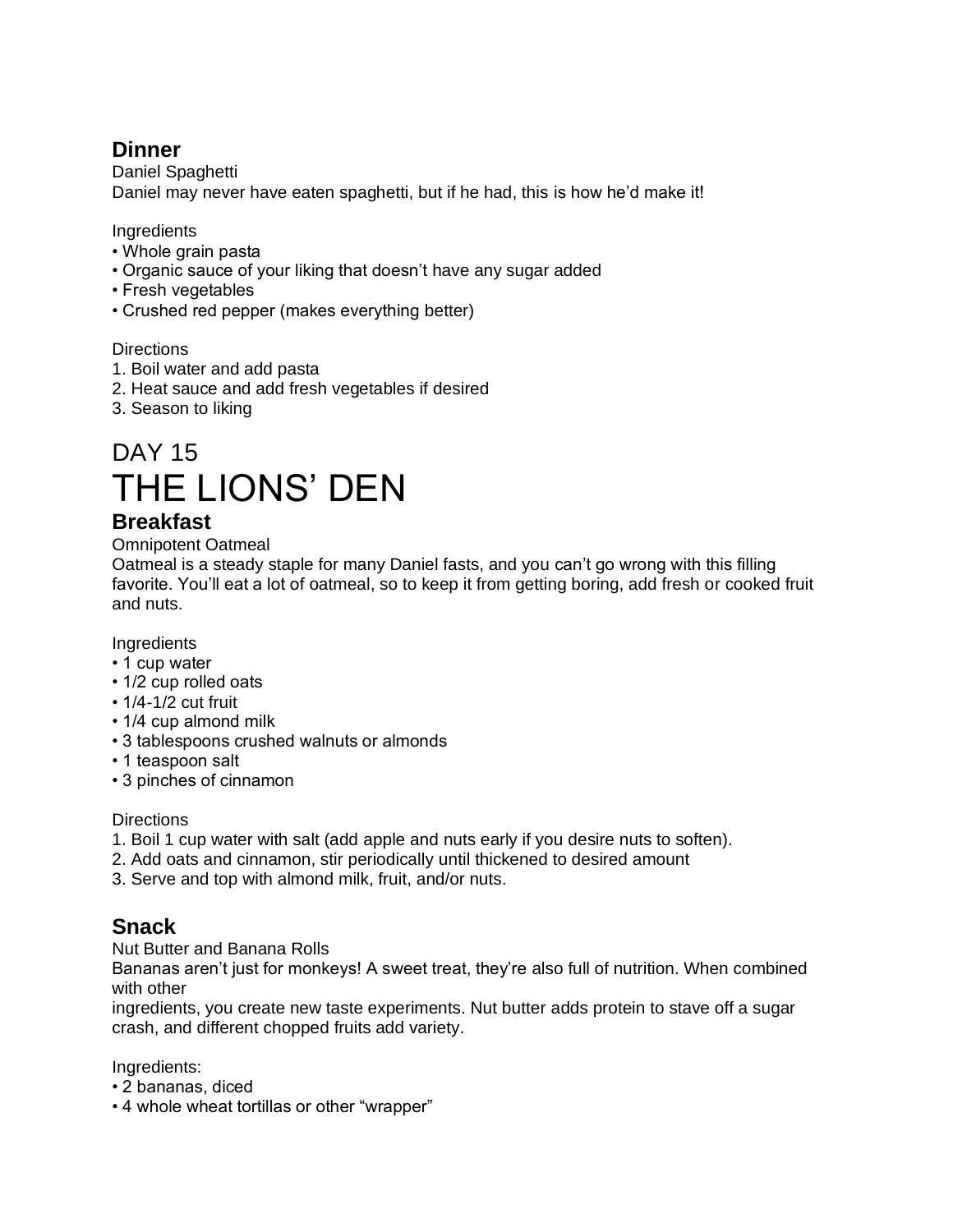### Dinner

Daniel Spaghetti

Daniel may never have eaten spaghetti, but if he had, this is how he'd make it!

Ingredients

- Whole grain pasta
- Organic sauce of your liking that doesn't have any sugar added
- Fresh vegetables
- Crushed red pepper (makes everything better)

Directions

1. Boil water and add pasta
2. Heat sauce and add fresh vegetables if desired
3. Season to liking

# DAY 15
# THE LIONS' DEN

### Breakfast

Omnipotent Oatmeal

Oatmeal is a steady staple for many Daniel fasts, and you can't go wrong with this filling favorite. You'll eat a lot of oatmeal, so to keep it from getting boring, add fresh or cooked fruit and nuts.

Ingredients

- 1 cup water
- 1/2 cup rolled oats
- 1/4-1/2 cut fruit
- 1/4 cup almond milk
- 3 tablespoons crushed walnuts or almonds
- 1 teaspoon salt
- 3 pinches of cinnamon

Directions

1. Boil 1 cup water with salt (add apple and nuts early if you desire nuts to soften).
2. Add oats and cinnamon, stir periodically until thickened to desired amount
3. Serve and top with almond milk, fruit, and/or nuts.

### Snack

Nut Butter and Banana Rolls

Bananas aren't just for monkeys! A sweet treat, they're also full of nutrition. When combined with other ingredients, you create new taste experiments. Nut butter adds protein to stave off a sugar crash, and different chopped fruits add variety.

Ingredients:

- 2 bananas, diced
- 4 whole wheat tortillas or other "wrapper"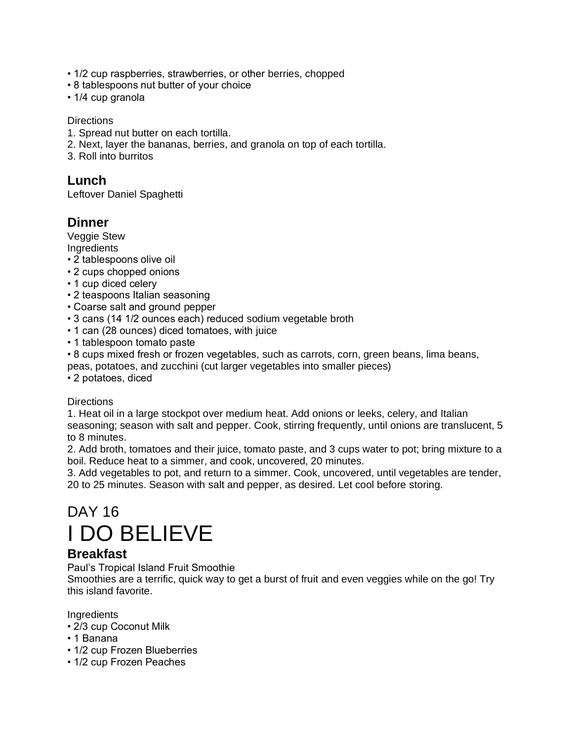- 1/2 cup raspberries, strawberries, or other berries, chopped
- 8 tablespoons nut butter of your choice
- 1/4 cup granola

Directions

1. Spread nut butter on each tortilla.
2. Next, layer the bananas, berries, and granola on top of each tortilla.
3. Roll into burritos

## Lunch

Leftover Daniel Spaghetti

## Dinner

Veggie Stew

Ingredients

- 2 tablespoons olive oil
- 2 cups chopped onions
- 1 cup diced celery
- 2 teaspoons Italian seasoning
- Coarse salt and ground pepper
- 3 cans (14 1/2 ounces each) reduced sodium vegetable broth
- 1 can (28 ounces) diced tomatoes, with juice
- 1 tablespoon tomato paste
- 8 cups mixed fresh or frozen vegetables, such as carrots, corn, green beans, lima beans, peas, potatoes, and zucchini (cut larger vegetables into smaller pieces)
- 2 potatoes, diced

Directions

1. Heat oil in a large stockpot over medium heat. Add onions or leeks, celery, and Italian seasoning; season with salt and pepper. Cook, stirring frequently, until onions are translucent, 5 to 8 minutes.
2. Add broth, tomatoes and their juice, tomato paste, and 3 cups water to pot; bring mixture to a boil. Reduce heat to a simmer, and cook, uncovered, 20 minutes.
3. Add vegetables to pot, and return to a simmer. Cook, uncovered, until vegetables are tender, 20 to 25 minutes. Season with salt and pepper, as desired. Let cool before storing.

DAY 16

# I DO BELIEVE

## Breakfast

Paul's Tropical Island Fruit Smoothie

Smoothies are a terrific, quick way to get a burst of fruit and even veggies while on the go! Try this island favorite.

Ingredients

- 2/3 cup Coconut Milk
- 1 Banana
- 1/2 cup Frozen Blueberries
- 1/2 cup Frozen Peaches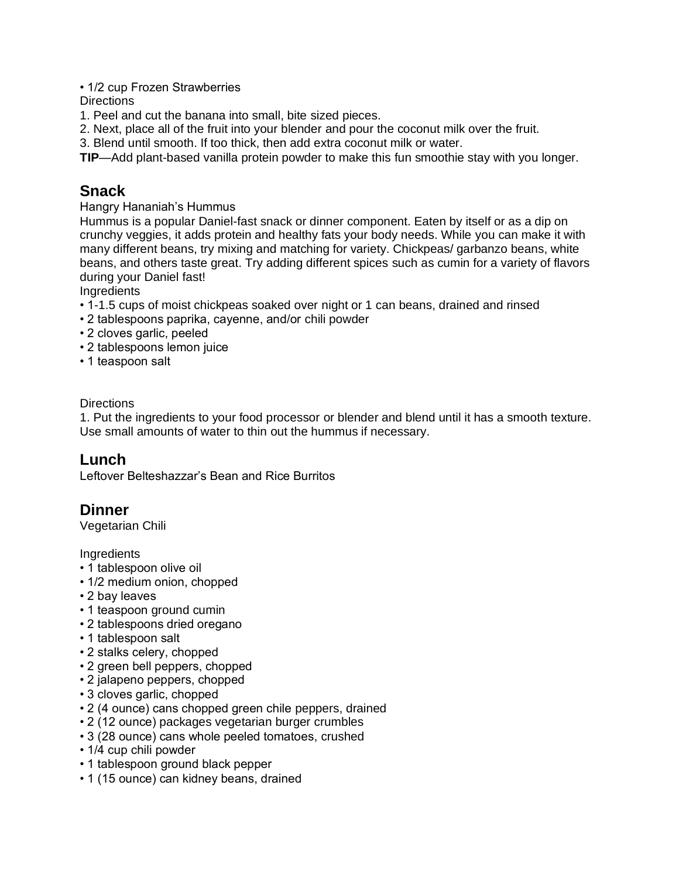- 1/2 cup Frozen Strawberries

Directions

1. Peel and cut the banana into small, bite sized pieces.
2. Next, place all of the fruit into your blender and pour the coconut milk over the fruit.
3. Blend until smooth. If too thick, then add extra coconut milk or water.

**TIP**—Add plant-based vanilla protein powder to make this fun smoothie stay with you longer.

## Snack

Hangry Hananiah's Hummus

Hummus is a popular Daniel-fast snack or dinner component. Eaten by itself or as a dip on crunchy veggies, it adds protein and healthy fats your body needs. While you can make it with many different beans, try mixing and matching for variety. Chickpeas/ garbanzo beans, white beans, and others taste great. Try adding different spices such as cumin for a variety of flavors during your Daniel fast!

Ingredients

- 1-1.5 cups of moist chickpeas soaked over night or 1 can beans, drained and rinsed
- 2 tablespoons paprika, cayenne, and/or chili powder
- 2 cloves garlic, peeled
- 2 tablespoons lemon juice
- 1 teaspoon salt

Directions

1. Put the ingredients to your food processor or blender and blend until it has a smooth texture. Use small amounts of water to thin out the hummus if necessary.

## Lunch

Leftover Belteshazzar's Bean and Rice Burritos

## Dinner

Vegetarian Chili

Ingredients

- 1 tablespoon olive oil
- 1/2 medium onion, chopped
- 2 bay leaves
- 1 teaspoon ground cumin
- 2 tablespoons dried oregano
- 1 tablespoon salt
- 2 stalks celery, chopped
- 2 green bell peppers, chopped
- 2 jalapeno peppers, chopped
- 3 cloves garlic, chopped
- 2 (4 ounce) cans chopped green chile peppers, drained
- 2 (12 ounce) packages vegetarian burger crumbles
- 3 (28 ounce) cans whole peeled tomatoes, crushed
- 1/4 cup chili powder
- 1 tablespoon ground black pepper
- 1 (15 ounce) can kidney beans, drained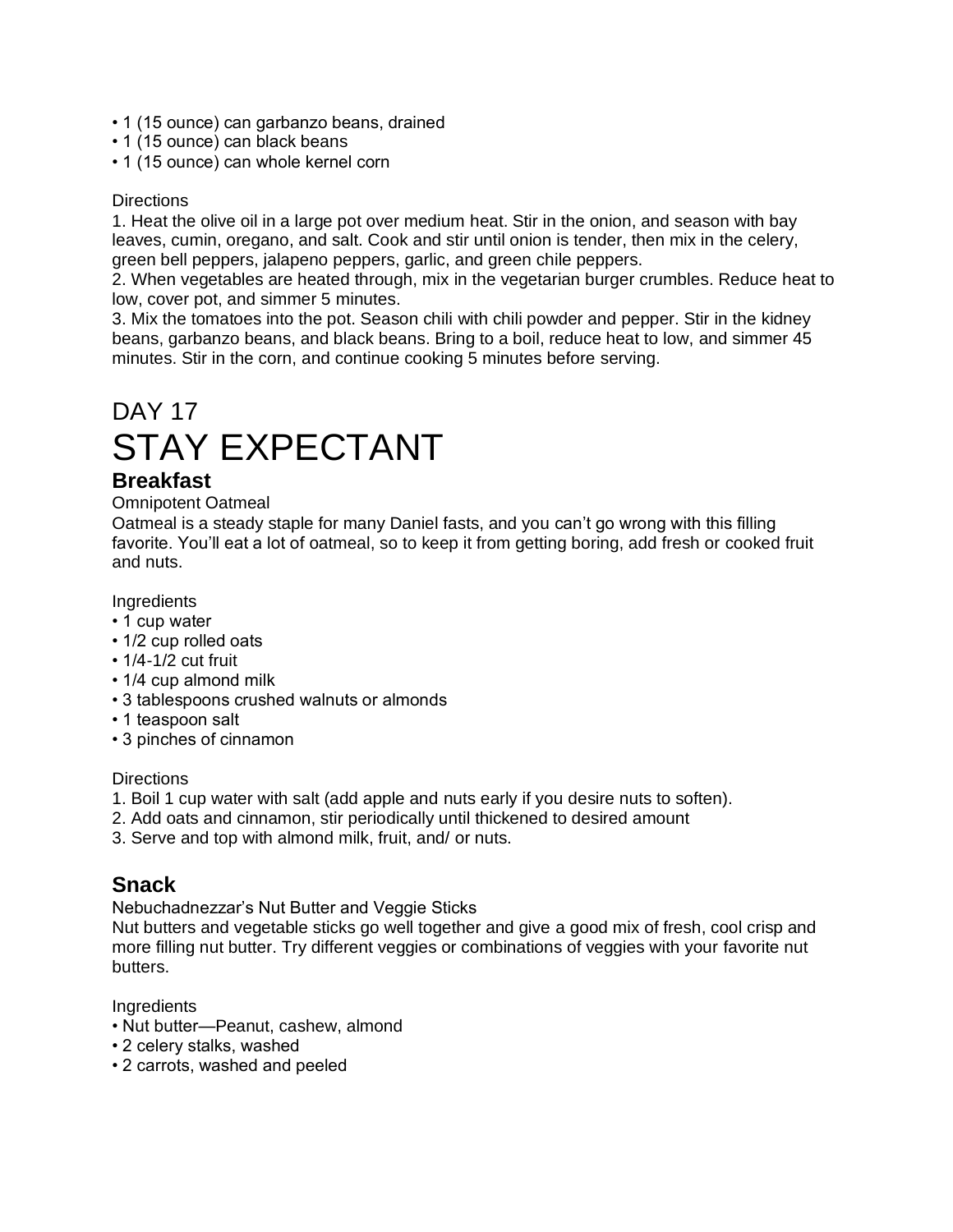- 1 (15 ounce) can garbanzo beans, drained
- 1 (15 ounce) can black beans
- 1 (15 ounce) can whole kernel corn

Directions

1. Heat the olive oil in a large pot over medium heat. Stir in the onion, and season with bay leaves, cumin, oregano, and salt. Cook and stir until onion is tender, then mix in the celery, green bell peppers, jalapeno peppers, garlic, and green chile peppers.
2. When vegetables are heated through, mix in the vegetarian burger crumbles. Reduce heat to low, cover pot, and simmer 5 minutes.
3. Mix the tomatoes into the pot. Season chili with chili powder and pepper. Stir in the kidney beans, garbanzo beans, and black beans. Bring to a boil, reduce heat to low, and simmer 45 minutes. Stir in the corn, and continue cooking 5 minutes before serving.

# DAY 17
# STAY EXPECTANT

## Breakfast

Omnipotent Oatmeal

Oatmeal is a steady staple for many Daniel fasts, and you can't go wrong with this filling favorite. You'll eat a lot of oatmeal, so to keep it from getting boring, add fresh or cooked fruit and nuts.

Ingredients

- 1 cup water
- 1/2 cup rolled oats
- 1/4-1/2 cut fruit
- 1/4 cup almond milk
- 3 tablespoons crushed walnuts or almonds
- 1 teaspoon salt
- 3 pinches of cinnamon

Directions

1. Boil 1 cup water with salt (add apple and nuts early if you desire nuts to soften).
2. Add oats and cinnamon, stir periodically until thickened to desired amount
3. Serve and top with almond milk, fruit, and/ or nuts.

## Snack

Nebuchadnezzar's Nut Butter and Veggie Sticks

Nut butters and vegetable sticks go well together and give a good mix of fresh, cool crisp and more filling nut butter. Try different veggies or combinations of veggies with your favorite nut butters.

Ingredients

- Nut butter—Peanut, cashew, almond
- 2 celery stalks, washed
- 2 carrots, washed and peeled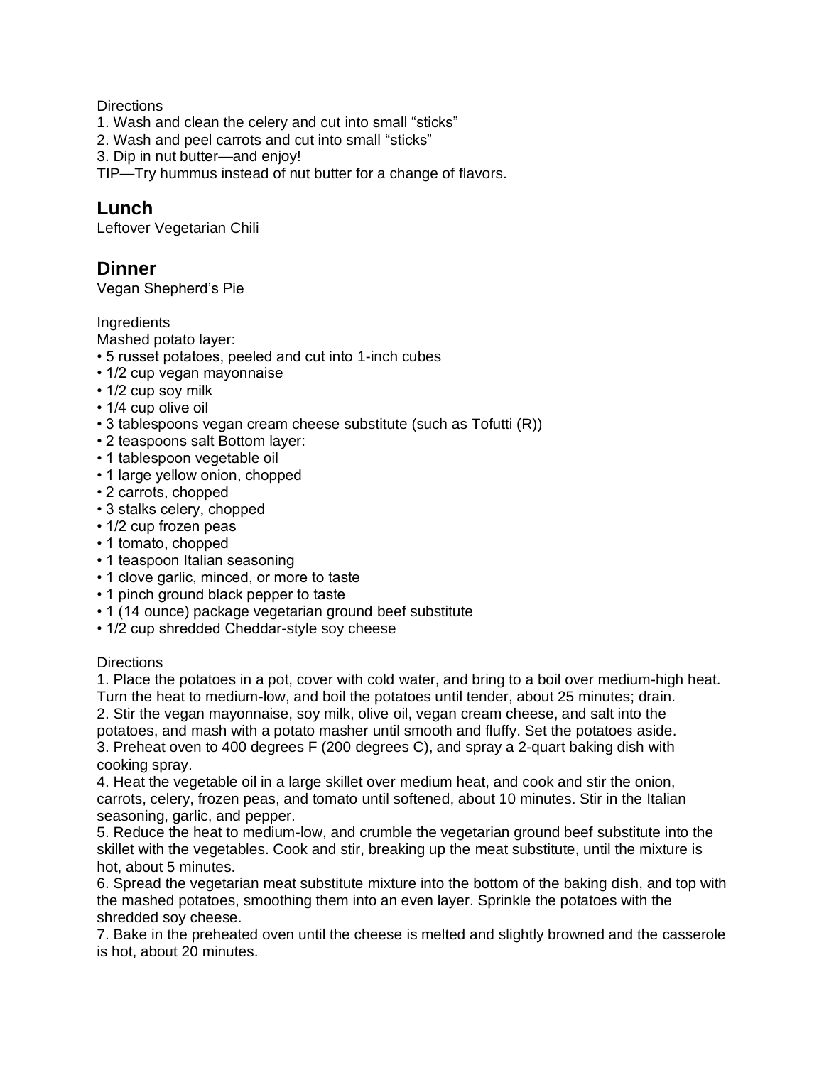Directions

1. Wash and clean the celery and cut into small "sticks"
2. Wash and peel carrots and cut into small "sticks"
3. Dip in nut butter—and enjoy!

TIP—Try hummus instead of nut butter for a change of flavors.

## Lunch

Leftover Vegetarian Chili

## Dinner

Vegan Shepherd's Pie

Ingredients

Mashed potato layer:

- 5 russet potatoes, peeled and cut into 1-inch cubes
- 1/2 cup vegan mayonnaise
- 1/2 cup soy milk
- 1/4 cup olive oil
- 3 tablespoons vegan cream cheese substitute (such as Tofutti (R))
- 2 teaspoons salt Bottom layer:
- 1 tablespoon vegetable oil
- 1 large yellow onion, chopped
- 2 carrots, chopped
- 3 stalks celery, chopped
- 1/2 cup frozen peas
- 1 tomato, chopped
- 1 teaspoon Italian seasoning
- 1 clove garlic, minced, or more to taste
- 1 pinch ground black pepper to taste
- 1 (14 ounce) package vegetarian ground beef substitute
- 1/2 cup shredded Cheddar-style soy cheese

Directions

1. Place the potatoes in a pot, cover with cold water, and bring to a boil over medium-high heat. Turn the heat to medium-low, and boil the potatoes until tender, about 25 minutes; drain.
2. Stir the vegan mayonnaise, soy milk, olive oil, vegan cream cheese, and salt into the potatoes, and mash with a potato masher until smooth and fluffy. Set the potatoes aside.
3. Preheat oven to 400 degrees F (200 degrees C), and spray a 2-quart baking dish with cooking spray.
4. Heat the vegetable oil in a large skillet over medium heat, and cook and stir the onion, carrots, celery, frozen peas, and tomato until softened, about 10 minutes. Stir in the Italian seasoning, garlic, and pepper.
5. Reduce the heat to medium-low, and crumble the vegetarian ground beef substitute into the skillet with the vegetables. Cook and stir, breaking up the meat substitute, until the mixture is hot, about 5 minutes.
6. Spread the vegetarian meat substitute mixture into the bottom of the baking dish, and top with the mashed potatoes, smoothing them into an even layer. Sprinkle the potatoes with the shredded soy cheese.
7. Bake in the preheated oven until the cheese is melted and slightly browned and the casserole is hot, about 20 minutes.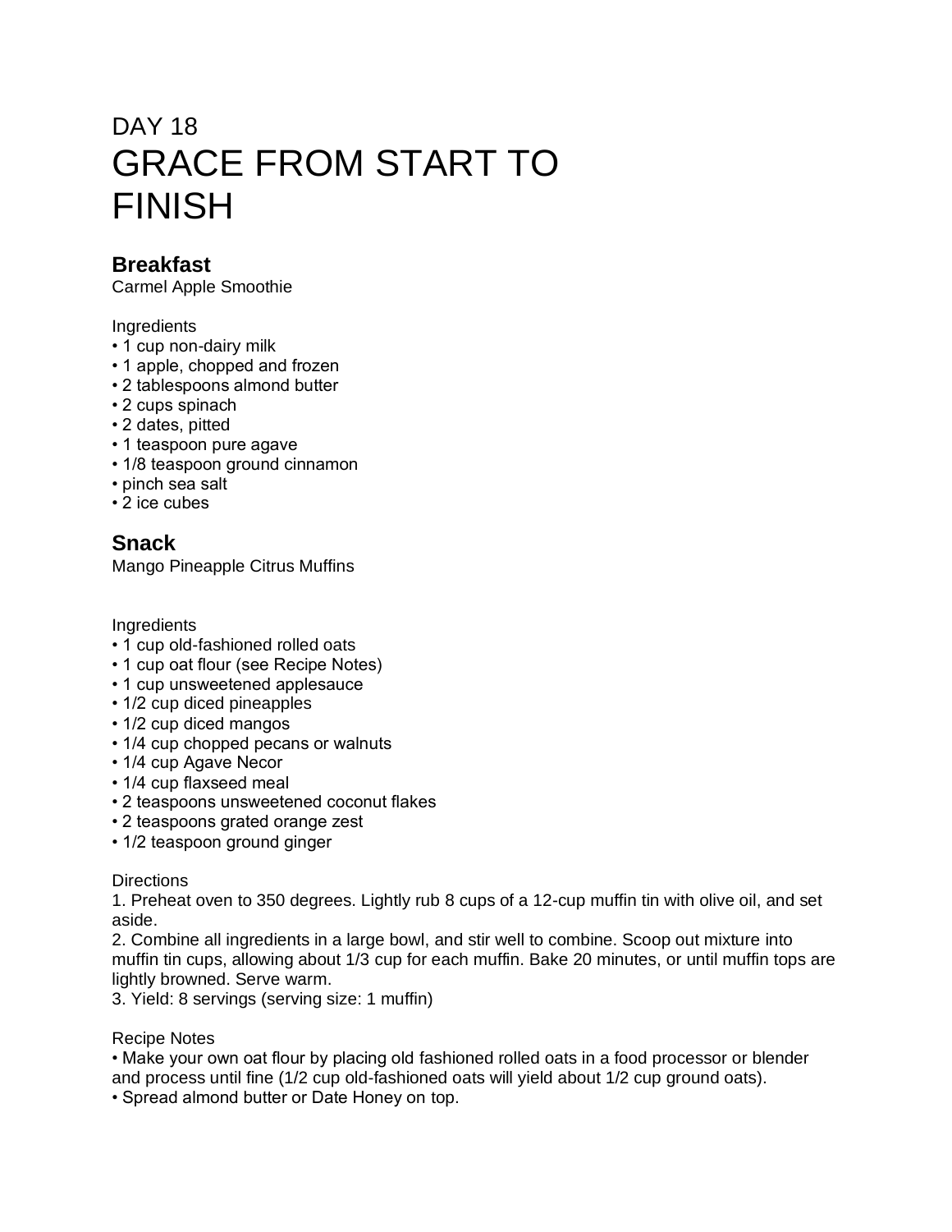# DAY 18
# GRACE FROM START TO FINISH

## Breakfast

Carmel Apple Smoothie

Ingredients

- 1 cup non-dairy milk
- 1 apple, chopped and frozen
- 2 tablespoons almond butter
- 2 cups spinach
- 2 dates, pitted
- 1 teaspoon pure agave
- 1/8 teaspoon ground cinnamon
- pinch sea salt
- 2 ice cubes

## Snack

Mango Pineapple Citrus Muffins

Ingredients

- 1 cup old-fashioned rolled oats
- 1 cup oat flour (see Recipe Notes)
- 1 cup unsweetened applesauce
- 1/2 cup diced pineapples
- 1/2 cup diced mangos
- 1/4 cup chopped pecans or walnuts
- 1/4 cup Agave Necor
- 1/4 cup flaxseed meal
- 2 teaspoons unsweetened coconut flakes
- 2 teaspoons grated orange zest
- 1/2 teaspoon ground ginger

Directions

1. Preheat oven to 350 degrees. Lightly rub 8 cups of a 12-cup muffin tin with olive oil, and set aside.
2. Combine all ingredients in a large bowl, and stir well to combine. Scoop out mixture into muffin tin cups, allowing about 1/3 cup for each muffin. Bake 20 minutes, or until muffin tops are lightly browned. Serve warm.
3. Yield: 8 servings (serving size: 1 muffin)

Recipe Notes

- Make your own oat flour by placing old fashioned rolled oats in a food processor or blender and process until fine (1/2 cup old-fashioned oats will yield about 1/2 cup ground oats).
- Spread almond butter or Date Honey on top.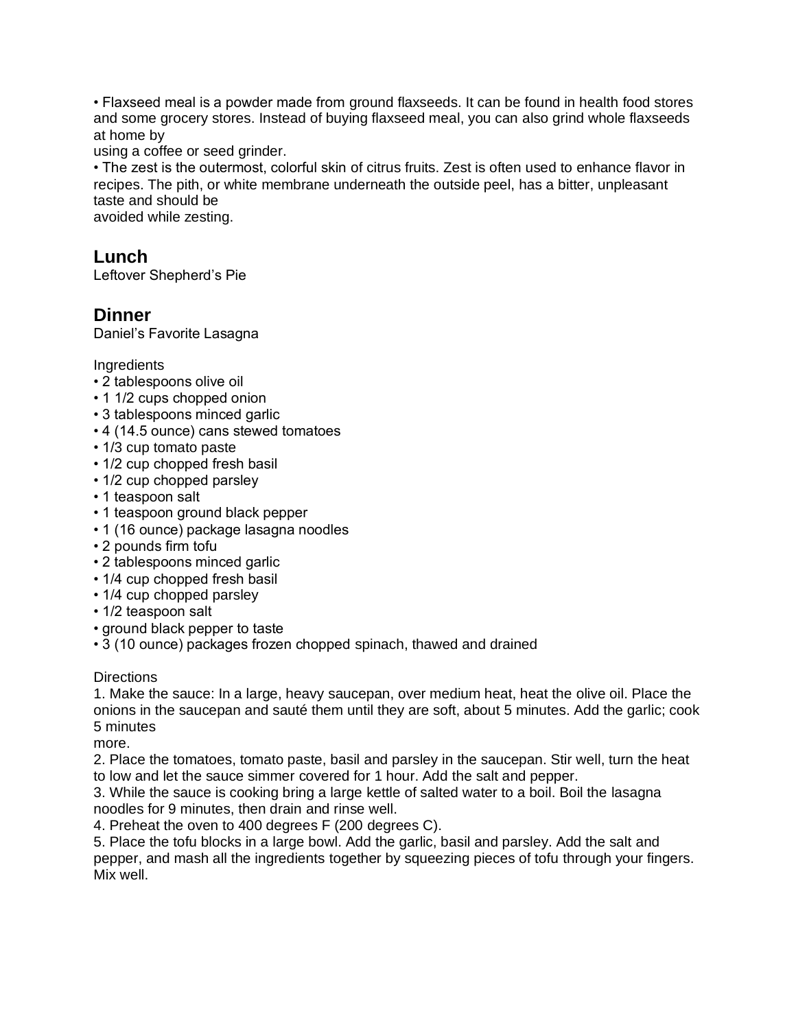- Flaxseed meal is a powder made from ground flaxseeds. It can be found in health food stores and some grocery stores. Instead of buying flaxseed meal, you can also grind whole flaxseeds at home by using a coffee or seed grinder.
- The zest is the outermost, colorful skin of citrus fruits. Zest is often used to enhance flavor in recipes. The pith, or white membrane underneath the outside peel, has a bitter, unpleasant taste and should be avoided while zesting.

## Lunch

Leftover Shepherd's Pie

## Dinner

Daniel's Favorite Lasagna

Ingredients

- 2 tablespoons olive oil
- 1 1/2 cups chopped onion
- 3 tablespoons minced garlic
- 4 (14.5 ounce) cans stewed tomatoes
- 1/3 cup tomato paste
- 1/2 cup chopped fresh basil
- 1/2 cup chopped parsley
- 1 teaspoon salt
- 1 teaspoon ground black pepper
- 1 (16 ounce) package lasagna noodles
- 2 pounds firm tofu
- 2 tablespoons minced garlic
- 1/4 cup chopped fresh basil
- 1/4 cup chopped parsley
- 1/2 teaspoon salt
- ground black pepper to taste
- 3 (10 ounce) packages frozen chopped spinach, thawed and drained

Directions

1. Make the sauce: In a large, heavy saucepan, over medium heat, heat the olive oil. Place the onions in the saucepan and sauté them until they are soft, about 5 minutes. Add the garlic; cook 5 minutes more.
2. Place the tomatoes, tomato paste, basil and parsley in the saucepan. Stir well, turn the heat to low and let the sauce simmer covered for 1 hour. Add the salt and pepper.
3. While the sauce is cooking bring a large kettle of salted water to a boil. Boil the lasagna noodles for 9 minutes, then drain and rinse well.
4. Preheat the oven to 400 degrees F (200 degrees C).
5. Place the tofu blocks in a large bowl. Add the garlic, basil and parsley. Add the salt and pepper, and mash all the ingredients together by squeezing pieces of tofu through your fingers. Mix well.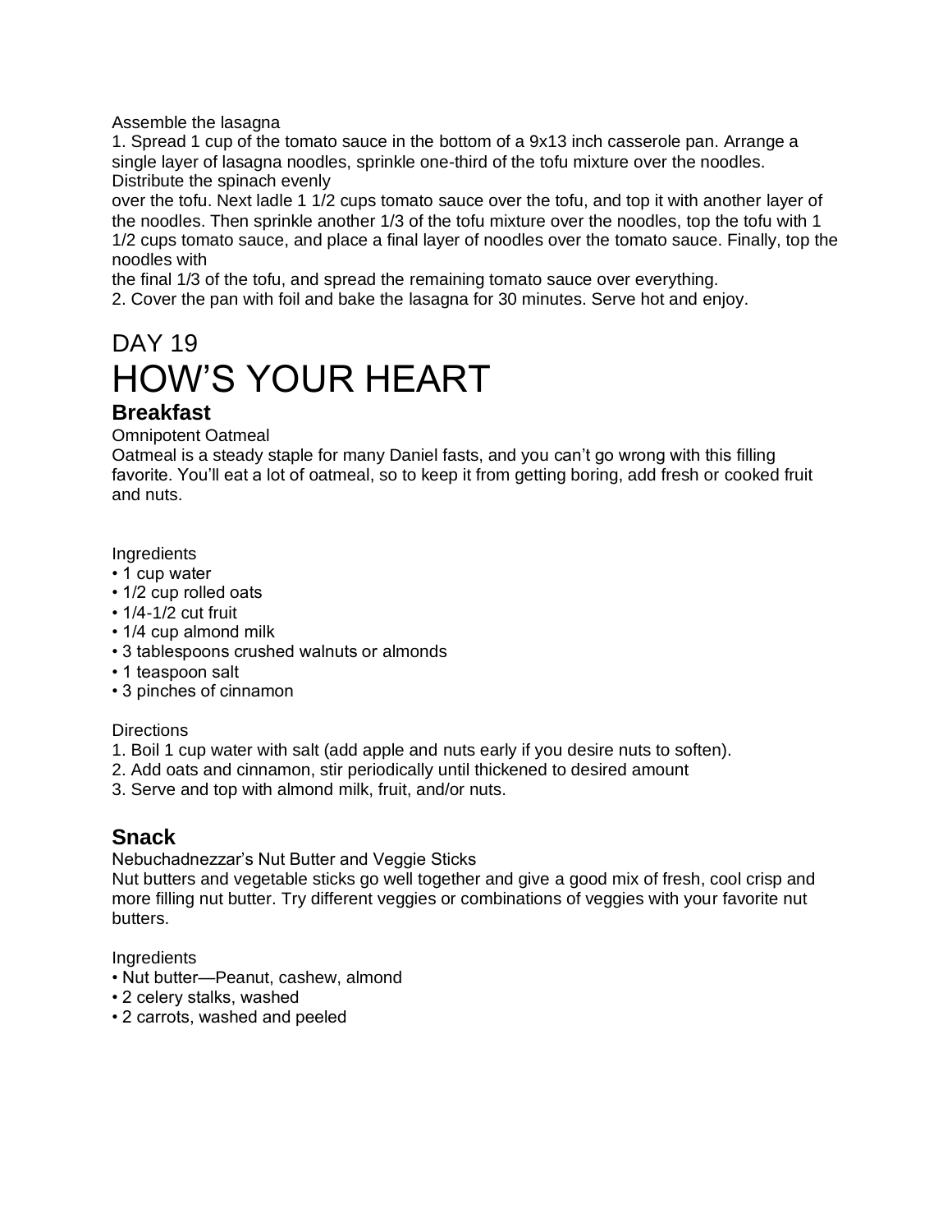Assemble the lasagna

1. Spread 1 cup of the tomato sauce in the bottom of a 9x13 inch casserole pan. Arrange a single layer of lasagna noodles, sprinkle one-third of the tofu mixture over the noodles. Distribute the spinach evenly over the tofu. Next ladle 1 1/2 cups tomato sauce over the tofu, and top it with another layer of the noodles. Then sprinkle another 1/3 of the tofu mixture over the noodles, top the tofu with 1 1/2 cups tomato sauce, and place a final layer of noodles over the tomato sauce. Finally, top the noodles with the final 1/3 of the tofu, and spread the remaining tomato sauce over everything.
2. Cover the pan with foil and bake the lasagna for 30 minutes. Serve hot and enjoy.

## DAY 19

# HOW'S YOUR HEART

### Breakfast

Omnipotent Oatmeal

Oatmeal is a steady staple for many Daniel fasts, and you can't go wrong with this filling favorite. You'll eat a lot of oatmeal, so to keep it from getting boring, add fresh or cooked fruit and nuts.

Ingredients

- 1 cup water
- 1/2 cup rolled oats
- 1/4-1/2 cut fruit
- 1/4 cup almond milk
- 3 tablespoons crushed walnuts or almonds
- 1 teaspoon salt
- 3 pinches of cinnamon

Directions

1. Boil 1 cup water with salt (add apple and nuts early if you desire nuts to soften).
2. Add oats and cinnamon, stir periodically until thickened to desired amount
3. Serve and top with almond milk, fruit, and/or nuts.

### Snack

Nebuchadnezzar's Nut Butter and Veggie Sticks

Nut butters and vegetable sticks go well together and give a good mix of fresh, cool crisp and more filling nut butter. Try different veggies or combinations of veggies with your favorite nut butters.

Ingredients

- Nut butter—Peanut, cashew, almond
- 2 celery stalks, washed
- 2 carrots, washed and peeled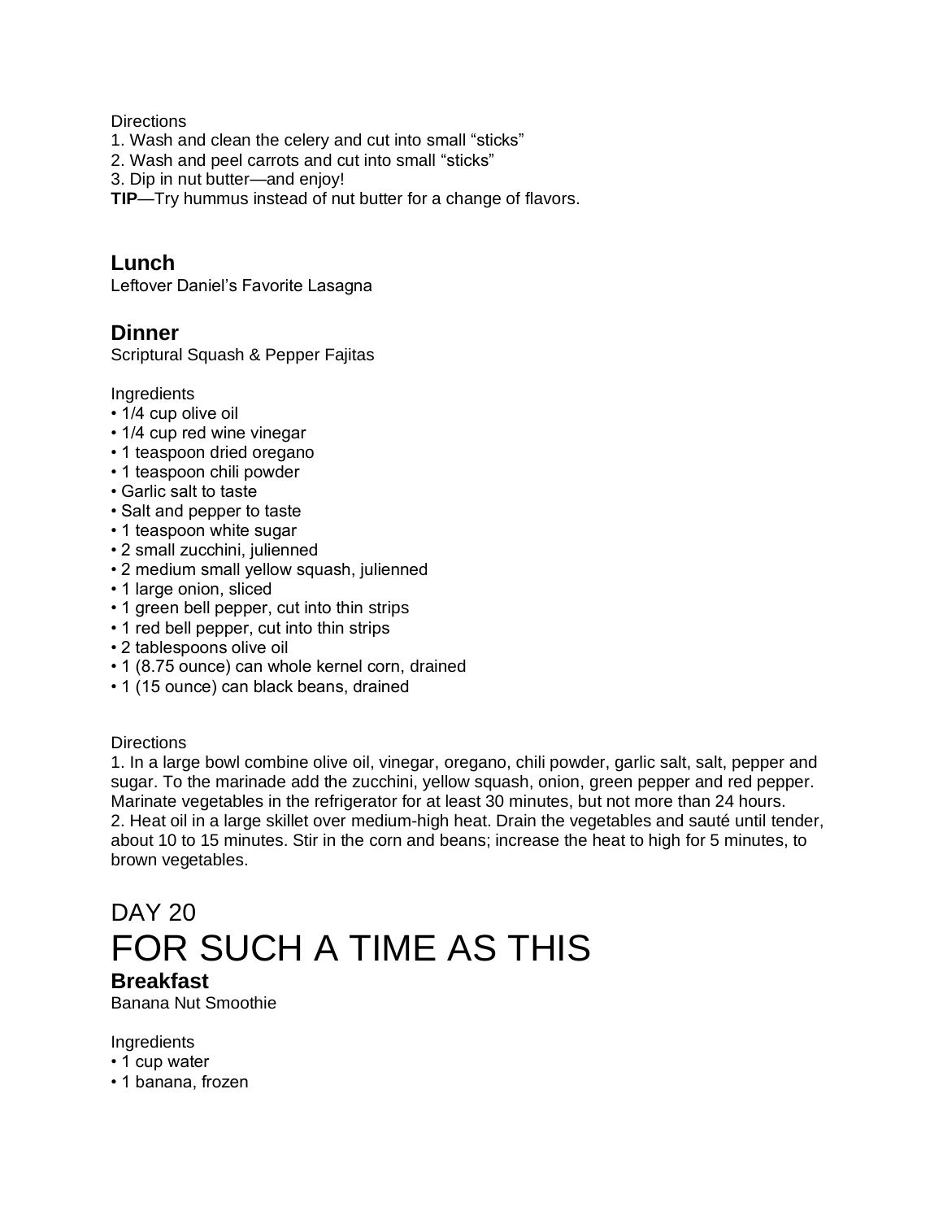Directions

1. Wash and clean the celery and cut into small “sticks”
2. Wash and peel carrots and cut into small “sticks”
3. Dip in nut butter—and enjoy!

**TIP**—Try hummus instead of nut butter for a change of flavors.

## Lunch

Leftover Daniel’s Favorite Lasagna

## Dinner

Scriptural Squash & Pepper Fajitas

Ingredients

- 1/4 cup olive oil
- 1/4 cup red wine vinegar
- 1 teaspoon dried oregano
- 1 teaspoon chili powder
- Garlic salt to taste
- Salt and pepper to taste
- 1 teaspoon white sugar
- 2 small zucchini, julienned
- 2 medium small yellow squash, julienned
- 1 large onion, sliced
- 1 green bell pepper, cut into thin strips
- 1 red bell pepper, cut into thin strips
- 2 tablespoons olive oil
- 1 (8.75 ounce) can whole kernel corn, drained
- 1 (15 ounce) can black beans, drained

Directions

1. In a large bowl combine olive oil, vinegar, oregano, chili powder, garlic salt, salt, pepper and sugar. To the marinade add the zucchini, yellow squash, onion, green pepper and red pepper. Marinate vegetables in the refrigerator for at least 30 minutes, but not more than 24 hours.
2. Heat oil in a large skillet over medium-high heat. Drain the vegetables and sauté until tender, about 10 to 15 minutes. Stir in the corn and beans; increase the heat to high for 5 minutes, to brown vegetables.

DAY 20

# FOR SUCH A TIME AS THIS

## Breakfast

Banana Nut Smoothie

Ingredients

- 1 cup water
- 1 banana, frozen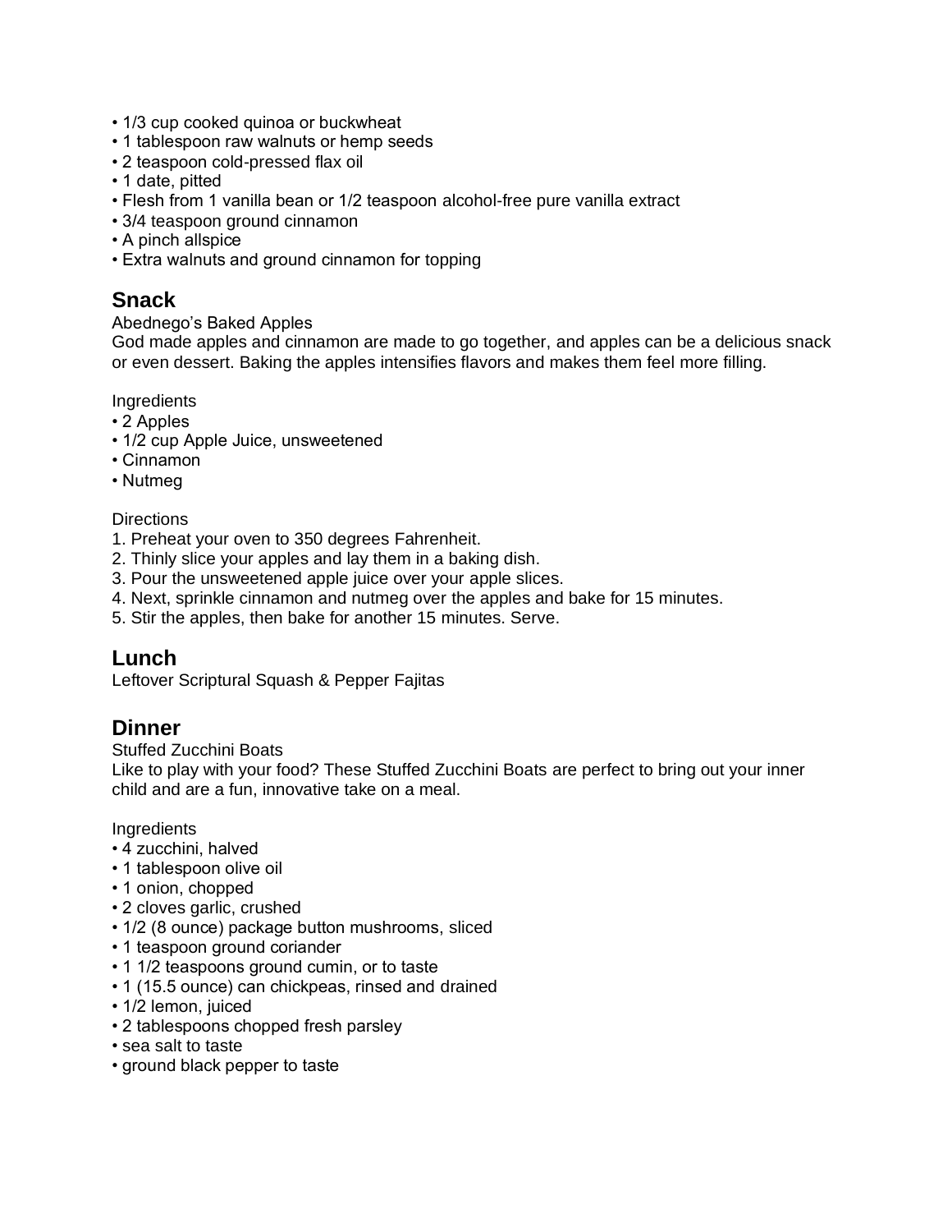- 1/3 cup cooked quinoa or buckwheat
- 1 tablespoon raw walnuts or hemp seeds
- 2 teaspoon cold-pressed flax oil
- 1 date, pitted
- Flesh from 1 vanilla bean or 1/2 teaspoon alcohol-free pure vanilla extract
- 3/4 teaspoon ground cinnamon
- A pinch allspice
- Extra walnuts and ground cinnamon for topping

## Snack

Abednego's Baked Apples

God made apples and cinnamon are made to go together, and apples can be a delicious snack or even dessert. Baking the apples intensifies flavors and makes them feel more filling.

Ingredients

- 2 Apples
- 1/2 cup Apple Juice, unsweetened
- Cinnamon
- Nutmeg

Directions

1. Preheat your oven to 350 degrees Fahrenheit.
2. Thinly slice your apples and lay them in a baking dish.
3. Pour the unsweetened apple juice over your apple slices.
4. Next, sprinkle cinnamon and nutmeg over the apples and bake for 15 minutes.
5. Stir the apples, then bake for another 15 minutes. Serve.

## Lunch

Leftover Scriptural Squash & Pepper Fajitas

## Dinner

Stuffed Zucchini Boats

Like to play with your food? These Stuffed Zucchini Boats are perfect to bring out your inner child and are a fun, innovative take on a meal.

Ingredients

- 4 zucchini, halved
- 1 tablespoon olive oil
- 1 onion, chopped
- 2 cloves garlic, crushed
- 1/2 (8 ounce) package button mushrooms, sliced
- 1 teaspoon ground coriander
- 1 1/2 teaspoons ground cumin, or to taste
- 1 (15.5 ounce) can chickpeas, rinsed and drained
- 1/2 lemon, juiced
- 2 tablespoons chopped fresh parsley
- sea salt to taste
- ground black pepper to taste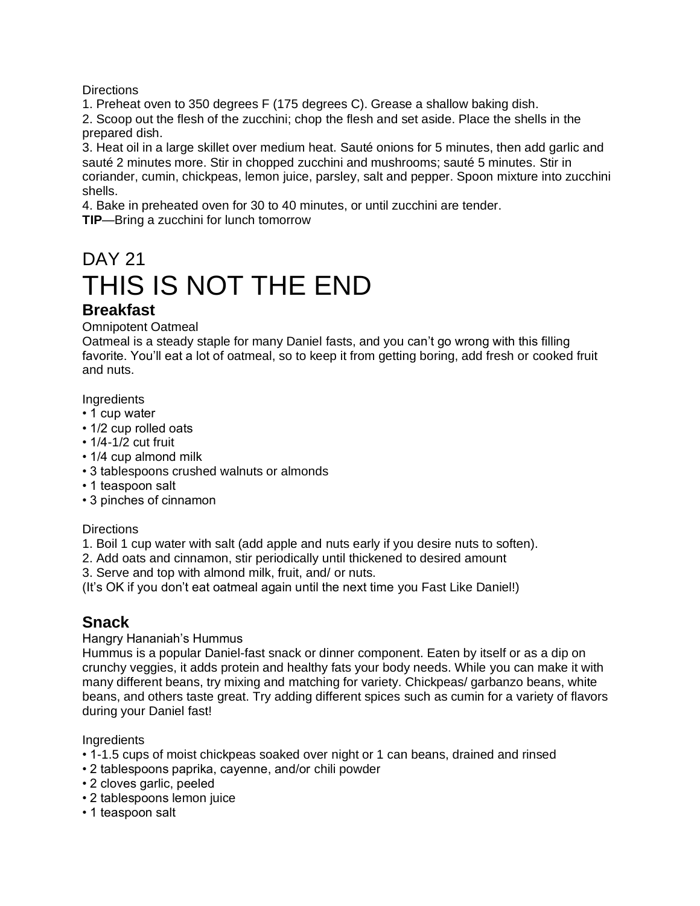Directions

1. Preheat oven to 350 degrees F (175 degrees C). Grease a shallow baking dish.
2. Scoop out the flesh of the zucchini; chop the flesh and set aside. Place the shells in the prepared dish.
3. Heat oil in a large skillet over medium heat. Sauté onions for 5 minutes, then add garlic and sauté 2 minutes more. Stir in chopped zucchini and mushrooms; sauté 5 minutes. Stir in coriander, cumin, chickpeas, lemon juice, parsley, salt and pepper. Spoon mixture into zucchini shells.
4. Bake in preheated oven for 30 to 40 minutes, or until zucchini are tender.

**TIP**—Bring a zucchini for lunch tomorrow

# DAY 21

# THIS IS NOT THE END

## Breakfast

Omnipotent Oatmeal

Oatmeal is a steady staple for many Daniel fasts, and you can't go wrong with this filling favorite. You'll eat a lot of oatmeal, so to keep it from getting boring, add fresh or cooked fruit and nuts.

Ingredients

- 1 cup water
- 1/2 cup rolled oats
- 1/4-1/2 cut fruit
- 1/4 cup almond milk
- 3 tablespoons crushed walnuts or almonds
- 1 teaspoon salt
- 3 pinches of cinnamon

Directions

1. Boil 1 cup water with salt (add apple and nuts early if you desire nuts to soften).
2. Add oats and cinnamon, stir periodically until thickened to desired amount
3. Serve and top with almond milk, fruit, and/ or nuts.

(It's OK if you don't eat oatmeal again until the next time you Fast Like Daniel!)

## Snack

Hangry Hananiah's Hummus

Hummus is a popular Daniel-fast snack or dinner component. Eaten by itself or as a dip on crunchy veggies, it adds protein and healthy fats your body needs. While you can make it with many different beans, try mixing and matching for variety. Chickpeas/ garbanzo beans, white beans, and others taste great. Try adding different spices such as cumin for a variety of flavors during your Daniel fast!

Ingredients

- 1-1.5 cups of moist chickpeas soaked over night or 1 can beans, drained and rinsed
- 2 tablespoons paprika, cayenne, and/or chili powder
- 2 cloves garlic, peeled
- 2 tablespoons lemon juice
- 1 teaspoon salt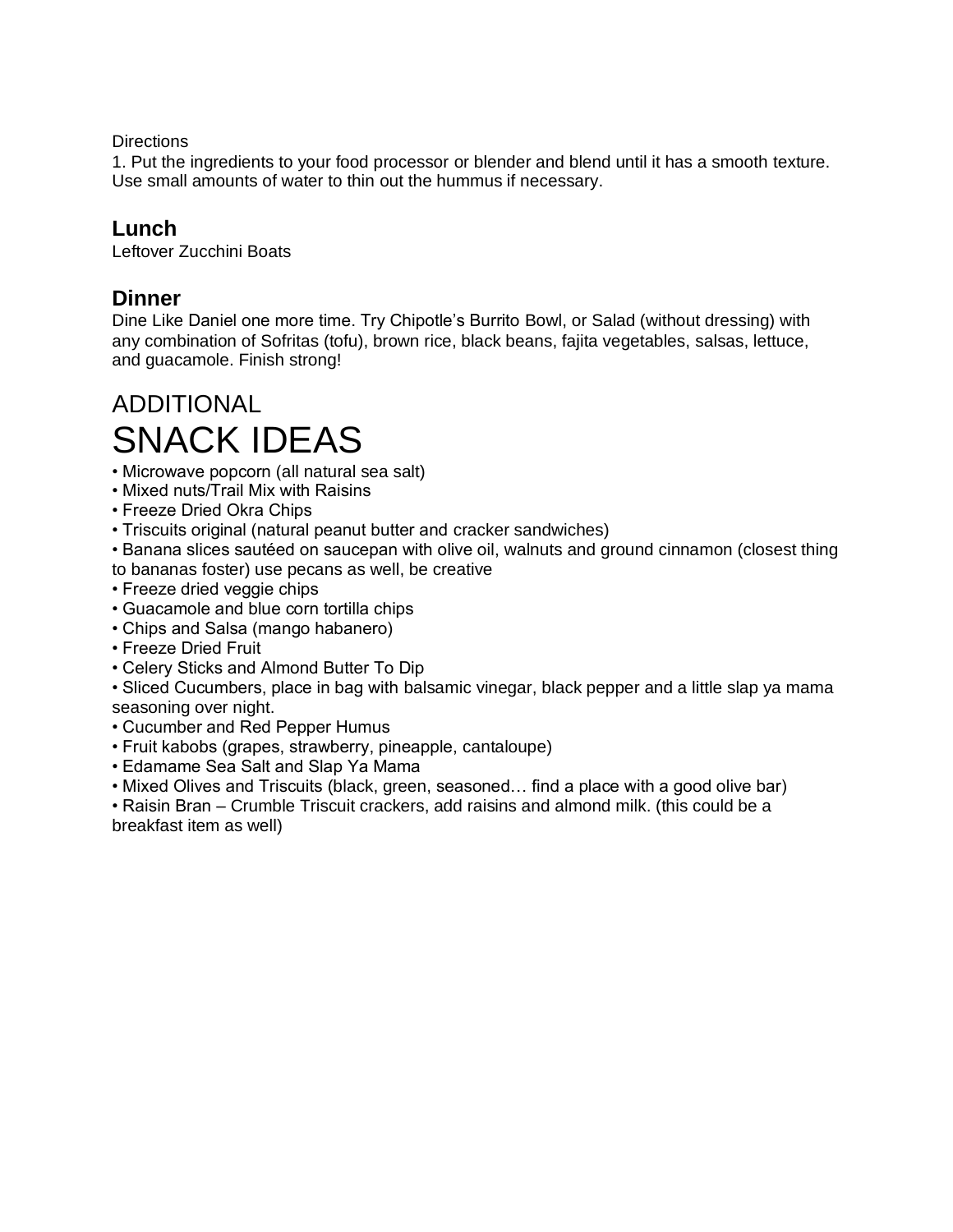Directions

1. Put the ingredients to your food processor or blender and blend until it has a smooth texture. Use small amounts of water to thin out the hummus if necessary.

## Lunch

Leftover Zucchini Boats

## Dinner

Dine Like Daniel one more time. Try Chipotle's Burrito Bowl, or Salad (without dressing) with any combination of Sofritas (tofu), brown rice, black beans, fajita vegetables, salsas, lettuce, and guacamole. Finish strong!

# ADDITIONAL SNACK IDEAS

- Microwave popcorn (all natural sea salt)
- Mixed nuts/Trail Mix with Raisins
- Freeze Dried Okra Chips
- Triscuits original (natural peanut butter and cracker sandwiches)
- Banana slices sautéed on saucepan with olive oil, walnuts and ground cinnamon (closest thing to bananas foster) use pecans as well, be creative
- Freeze dried veggie chips
- Guacamole and blue corn tortilla chips
- Chips and Salsa (mango habanero)
- Freeze Dried Fruit
- Celery Sticks and Almond Butter To Dip
- Sliced Cucumbers, place in bag with balsamic vinegar, black pepper and a little slap ya mama seasoning over night.
- Cucumber and Red Pepper Humus
- Fruit kabobs (grapes, strawberry, pineapple, cantaloupe)
- Edamame Sea Salt and Slap Ya Mama
- Mixed Olives and Triscuits (black, green, seasoned… find a place with a good olive bar)
- Raisin Bran – Crumble Triscuit crackers, add raisins and almond milk. (this could be a breakfast item as well)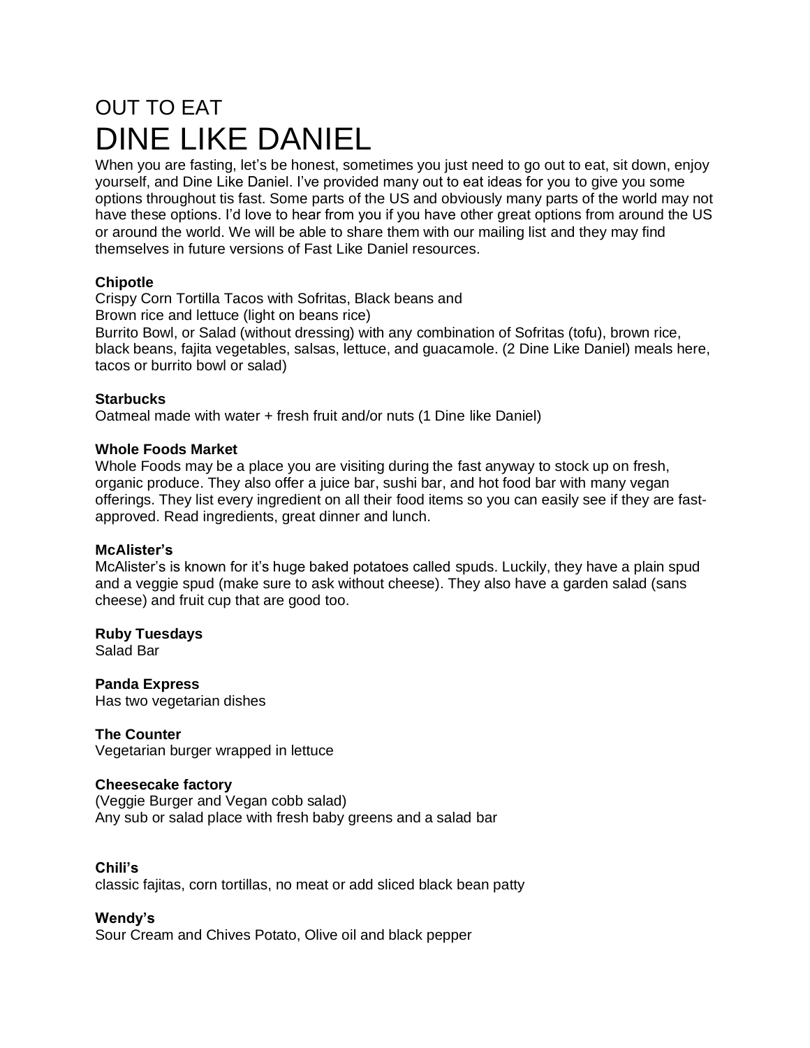# OUT TO EAT
# DINE LIKE DANIEL

When you are fasting, let's be honest, sometimes you just need to go out to eat, sit down, enjoy yourself, and Dine Like Daniel. I've provided many out to eat ideas for you to give you some options throughout tis fast. Some parts of the US and obviously many parts of the world may not have these options. I'd love to hear from you if you have other great options from around the US or around the world. We will be able to share them with our mailing list and they may find themselves in future versions of Fast Like Daniel resources.

**Chipotle**
Crispy Corn Tortilla Tacos with Sofritas, Black beans and
Brown rice and lettuce (light on beans rice)
Burrito Bowl, or Salad (without dressing) with any combination of Sofritas (tofu), brown rice, black beans, fajita vegetables, salsas, lettuce, and guacamole. (2 Dine Like Daniel) meals here, tacos or burrito bowl or salad)

**Starbucks**
Oatmeal made with water + fresh fruit and/or nuts (1 Dine like Daniel)

**Whole Foods Market**
Whole Foods may be a place you are visiting during the fast anyway to stock up on fresh, organic produce. They also offer a juice bar, sushi bar, and hot food bar with many vegan offerings. They list every ingredient on all their food items so you can easily see if they are fast-approved. Read ingredients, great dinner and lunch.

**McAlister's**
McAlister's is known for it's huge baked potatoes called spuds. Luckily, they have a plain spud and a veggie spud (make sure to ask without cheese). They also have a garden salad (sans cheese) and fruit cup that are good too.

**Ruby Tuesdays**
Salad Bar

**Panda Express**
Has two vegetarian dishes

**The Counter**
Vegetarian burger wrapped in lettuce

**Cheesecake factory**
(Veggie Burger and Vegan cobb salad)
Any sub or salad place with fresh baby greens and a salad bar

**Chili's**
classic fajitas, corn tortillas, no meat or add sliced black bean patty

**Wendy's**
Sour Cream and Chives Potato, Olive oil and black pepper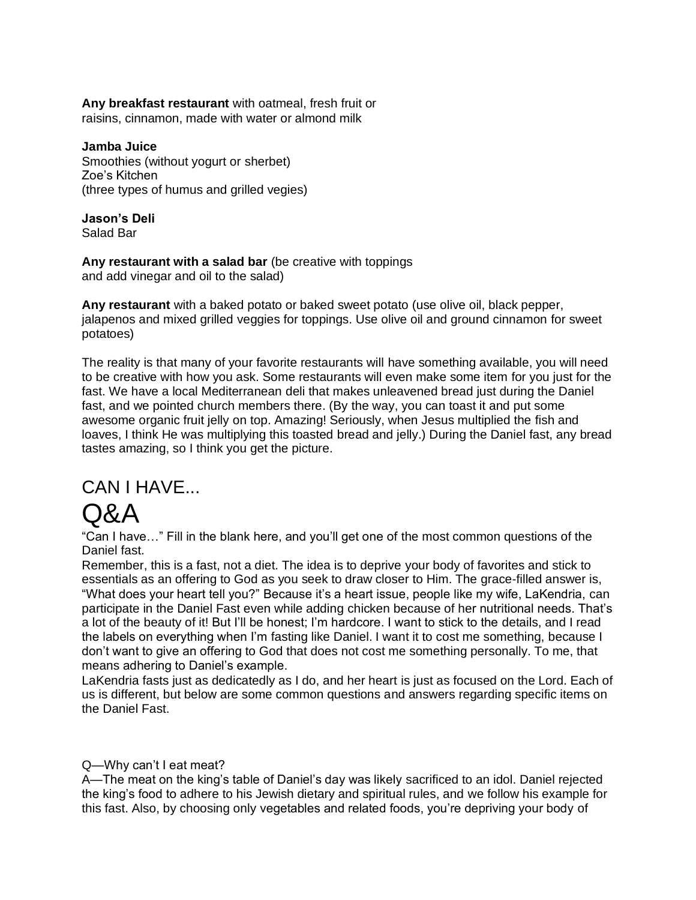**Any breakfast restaurant** with oatmeal, fresh fruit or raisins, cinnamon, made with water or almond milk

**Jamba Juice**
Smoothies (without yogurt or sherbet)
Zoe's Kitchen
(three types of humus and grilled vegies)

**Jason's Deli**
Salad Bar

**Any restaurant with a salad bar** (be creative with toppings and add vinegar and oil to the salad)

**Any restaurant** with a baked potato or baked sweet potato (use olive oil, black pepper, jalapenos and mixed grilled veggies for toppings. Use olive oil and ground cinnamon for sweet potatoes)

The reality is that many of your favorite restaurants will have something available, you will need to be creative with how you ask. Some restaurants will even make some item for you just for the fast. We have a local Mediterranean deli that makes unleavened bread just during the Daniel fast, and we pointed church members there. (By the way, you can toast it and put some awesome organic fruit jelly on top. Amazing! Seriously, when Jesus multiplied the fish and loaves, I think He was multiplying this toasted bread and jelly.) During the Daniel fast, any bread tastes amazing, so I think you get the picture.

## CAN I HAVE...

# Q&A

"Can I have…" Fill in the blank here, and you'll get one of the most common questions of the Daniel fast.

Remember, this is a fast, not a diet. The idea is to deprive your body of favorites and stick to essentials as an offering to God as you seek to draw closer to Him. The grace-filled answer is, "What does your heart tell you?" Because it's a heart issue, people like my wife, LaKendria, can participate in the Daniel Fast even while adding chicken because of her nutritional needs. That's a lot of the beauty of it! But I'll be honest; I'm hardcore. I want to stick to the details, and I read the labels on everything when I'm fasting like Daniel. I want it to cost me something, because I don't want to give an offering to God that does not cost me something personally. To me, that means adhering to Daniel's example.

LaKendria fasts just as dedicatedly as I do, and her heart is just as focused on the Lord. Each of us is different, but below are some common questions and answers regarding specific items on the Daniel Fast.

Q—Why can't I eat meat?

A—The meat on the king's table of Daniel's day was likely sacrificed to an idol. Daniel rejected the king's food to adhere to his Jewish dietary and spiritual rules, and we follow his example for this fast. Also, by choosing only vegetables and related foods, you're depriving your body of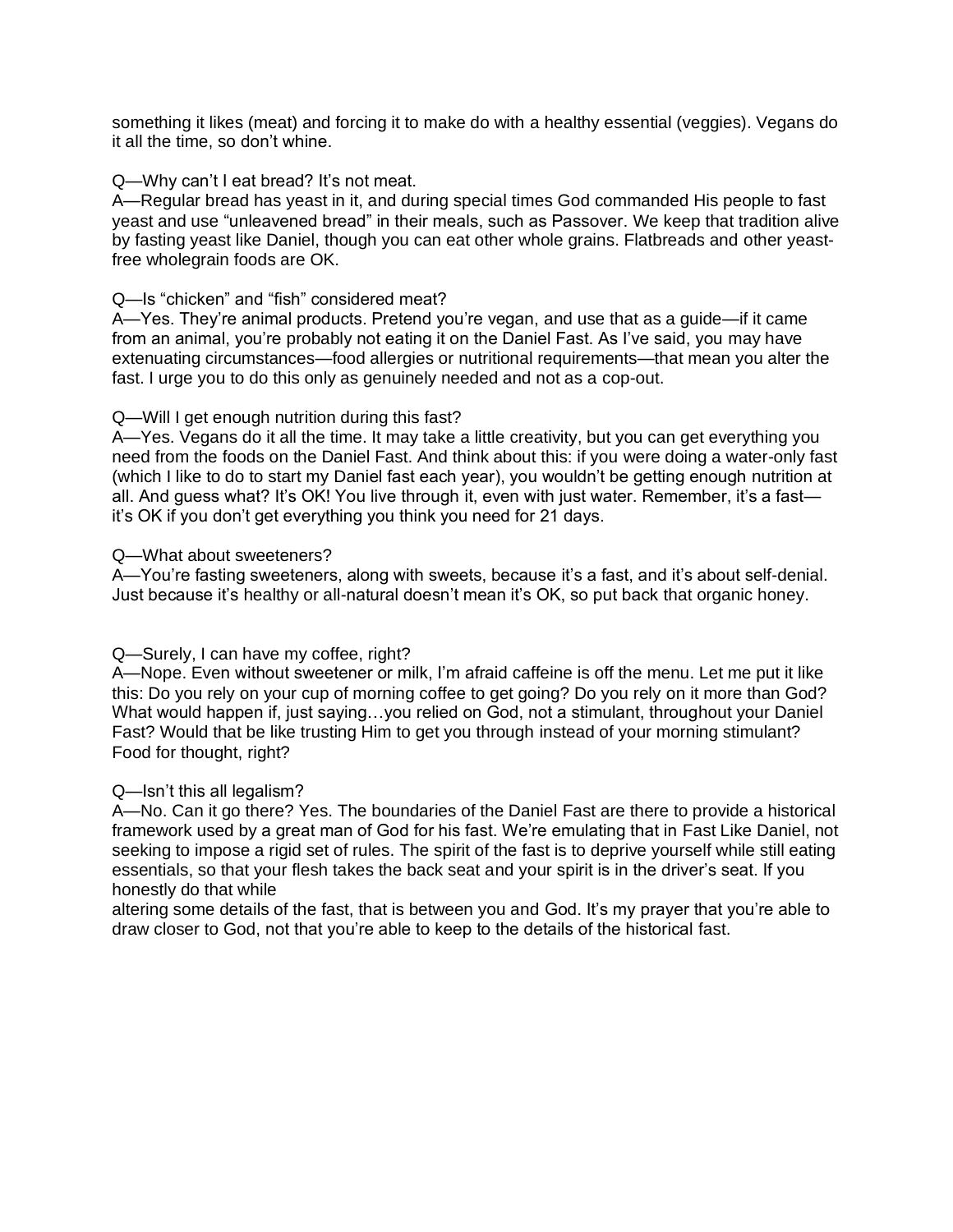something it likes (meat) and forcing it to make do with a healthy essential (veggies). Vegans do it all the time, so don't whine.

Q—Why can't I eat bread? It's not meat.
A—Regular bread has yeast in it, and during special times God commanded His people to fast yeast and use "unleavened bread" in their meals, such as Passover. We keep that tradition alive by fasting yeast like Daniel, though you can eat other whole grains. Flatbreads and other yeast-free wholegrain foods are OK.

Q—Is "chicken" and "fish" considered meat?
A—Yes. They're animal products. Pretend you're vegan, and use that as a guide—if it came from an animal, you're probably not eating it on the Daniel Fast. As I've said, you may have extenuating circumstances—food allergies or nutritional requirements—that mean you alter the fast. I urge you to do this only as genuinely needed and not as a cop-out.

Q—Will I get enough nutrition during this fast?
A—Yes. Vegans do it all the time. It may take a little creativity, but you can get everything you need from the foods on the Daniel Fast. And think about this: if you were doing a water-only fast (which I like to do to start my Daniel fast each year), you wouldn't be getting enough nutrition at all. And guess what? It's OK! You live through it, even with just water. Remember, it's a fast—it's OK if you don't get everything you think you need for 21 days.

Q—What about sweeteners?
A—You're fasting sweeteners, along with sweets, because it's a fast, and it's about self-denial. Just because it's healthy or all-natural doesn't mean it's OK, so put back that organic honey.

Q—Surely, I can have my coffee, right?
A—Nope. Even without sweetener or milk, I'm afraid caffeine is off the menu. Let me put it like this: Do you rely on your cup of morning coffee to get going? Do you rely on it more than God? What would happen if, just saying…you relied on God, not a stimulant, throughout your Daniel Fast? Would that be like trusting Him to get you through instead of your morning stimulant? Food for thought, right?

Q—Isn't this all legalism?
A—No. Can it go there? Yes. The boundaries of the Daniel Fast are there to provide a historical framework used by a great man of God for his fast. We're emulating that in Fast Like Daniel, not seeking to impose a rigid set of rules. The spirit of the fast is to deprive yourself while still eating essentials, so that your flesh takes the back seat and your spirit is in the driver's seat. If you honestly do that while altering some details of the fast, that is between you and God. It's my prayer that you're able to draw closer to God, not that you're able to keep to the details of the historical fast.